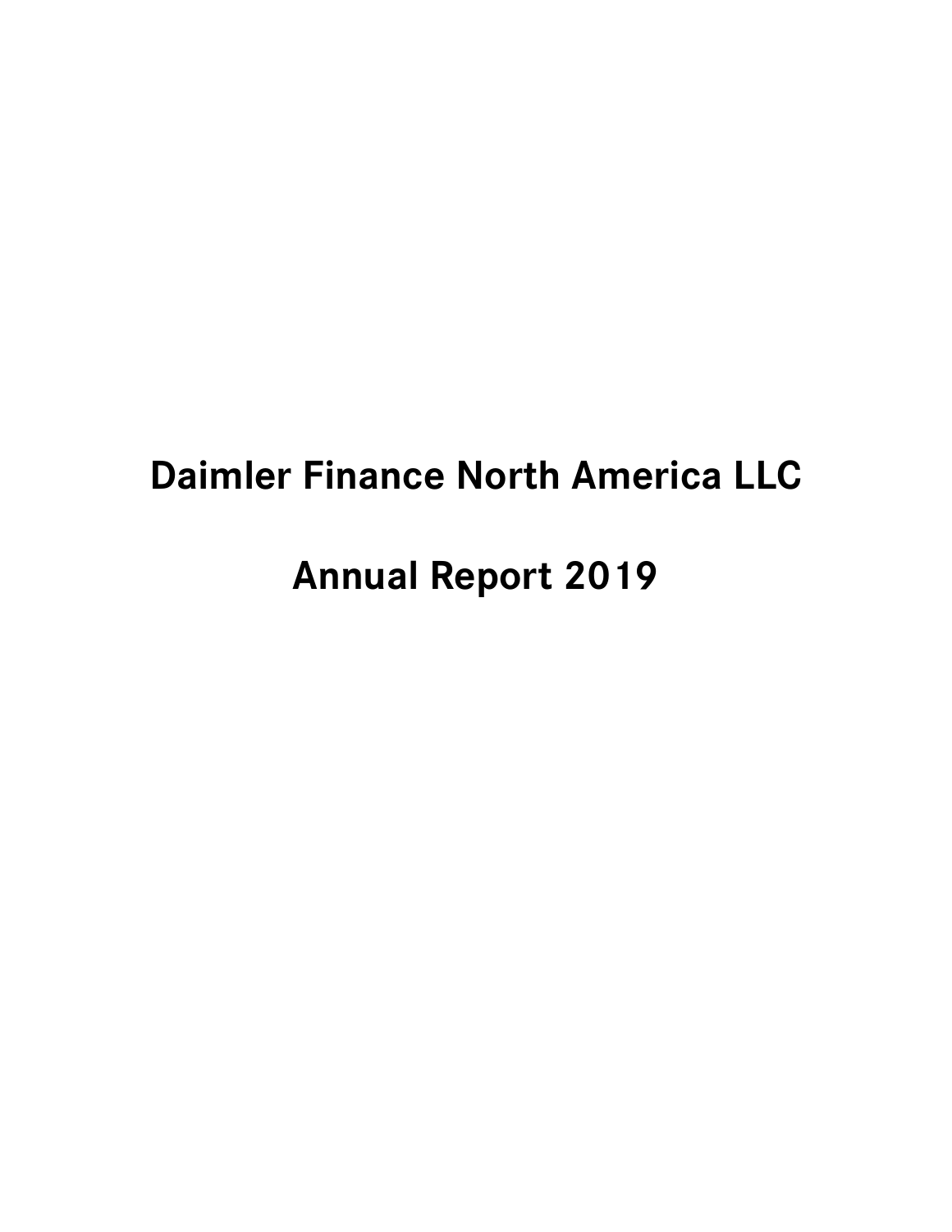# Daimler Finance North America LLC

# Annual Report 2019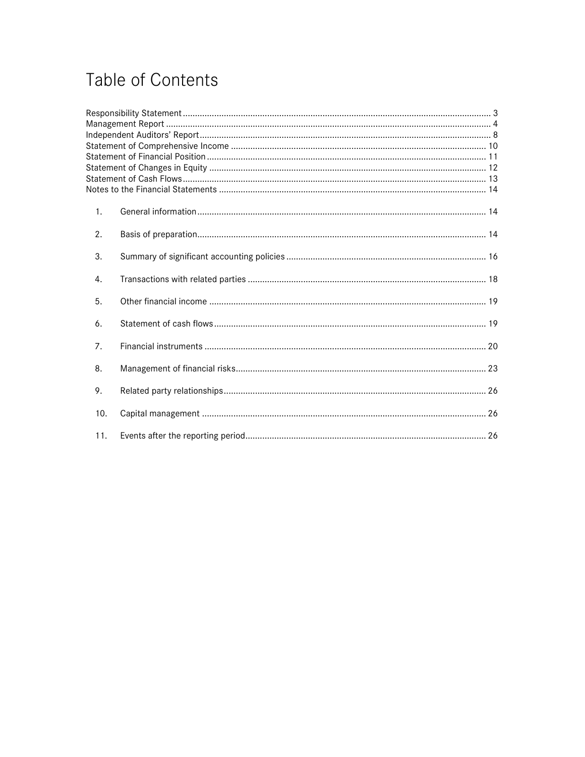# Table of Contents

Responsibility Statement ..... 3
Management Report ..... 4
Independent Auditors' Report ..... 8
Statement of Comprehensive Income ..... 10
Statement of Financial Position ..... 11
Statement of Changes in Equity ..... 12
Statement of Cash Flows ..... 13
Notes to the Financial Statements ..... 14

1. General information ..... 14
2. Basis of preparation ..... 14
3. Summary of significant accounting policies ..... 16
4. Transactions with related parties ..... 18
5. Other financial income ..... 19
6. Statement of cash flows ..... 19
7. Financial instruments ..... 20
8. Management of financial risks ..... 23
9. Related party relationships ..... 26
10. Capital management ..... 26
11. Events after the reporting period ..... 26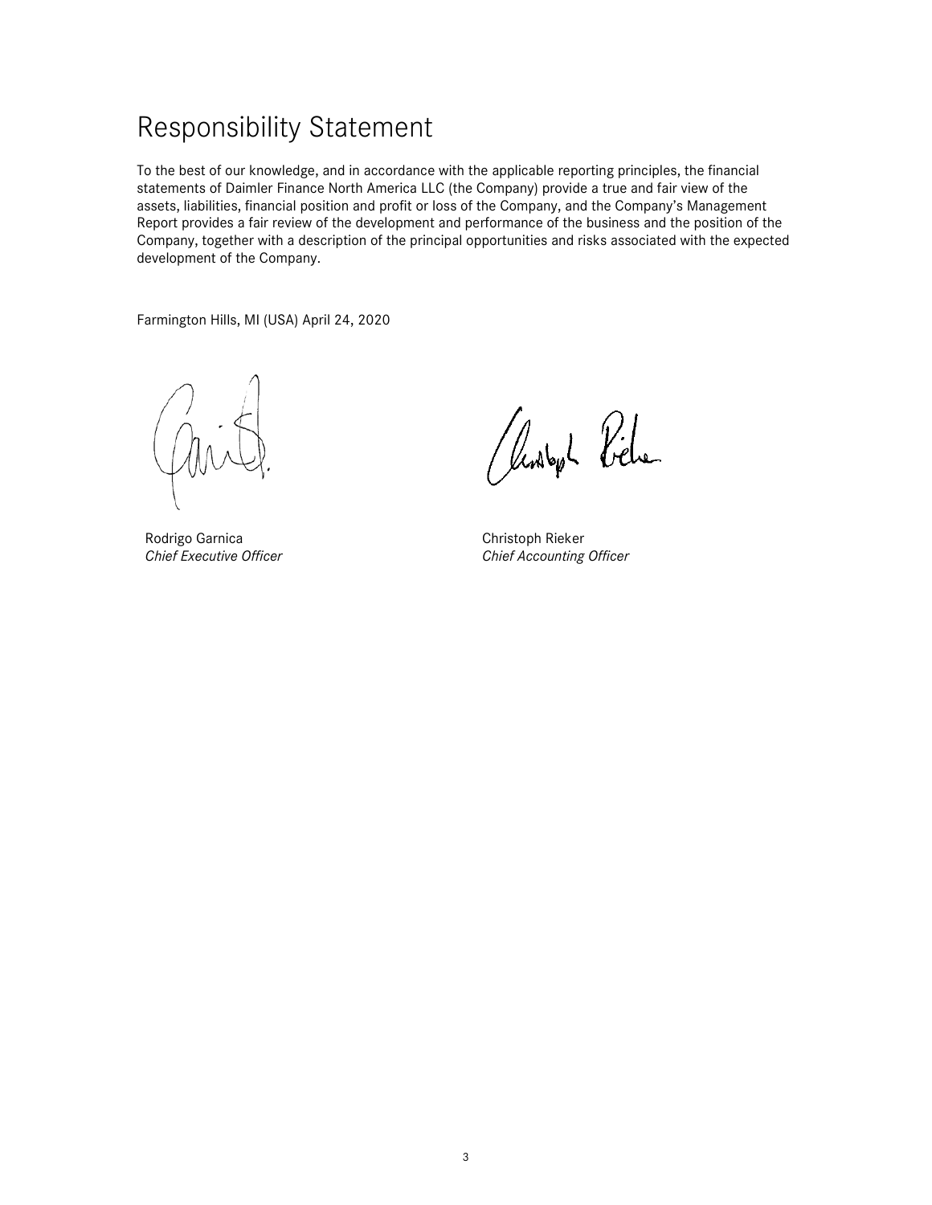# Responsibility Statement

To the best of our knowledge, and in accordance with the applicable reporting principles, the financial statements of Daimler Finance North America LLC (the Company) provide a true and fair view of the assets, liabilities, financial position and profit or loss of the Company, and the Company's Management Report provides a fair review of the development and performance of the business and the position of the Company, together with a description of the principal opportunities and risks associated with the expected development of the Company.

Farmington Hills, MI (USA) April 24, 2020

Rodrigo Garnica
*Chief Executive Officer*

Christoph Rieker
*Chief Accounting Officer*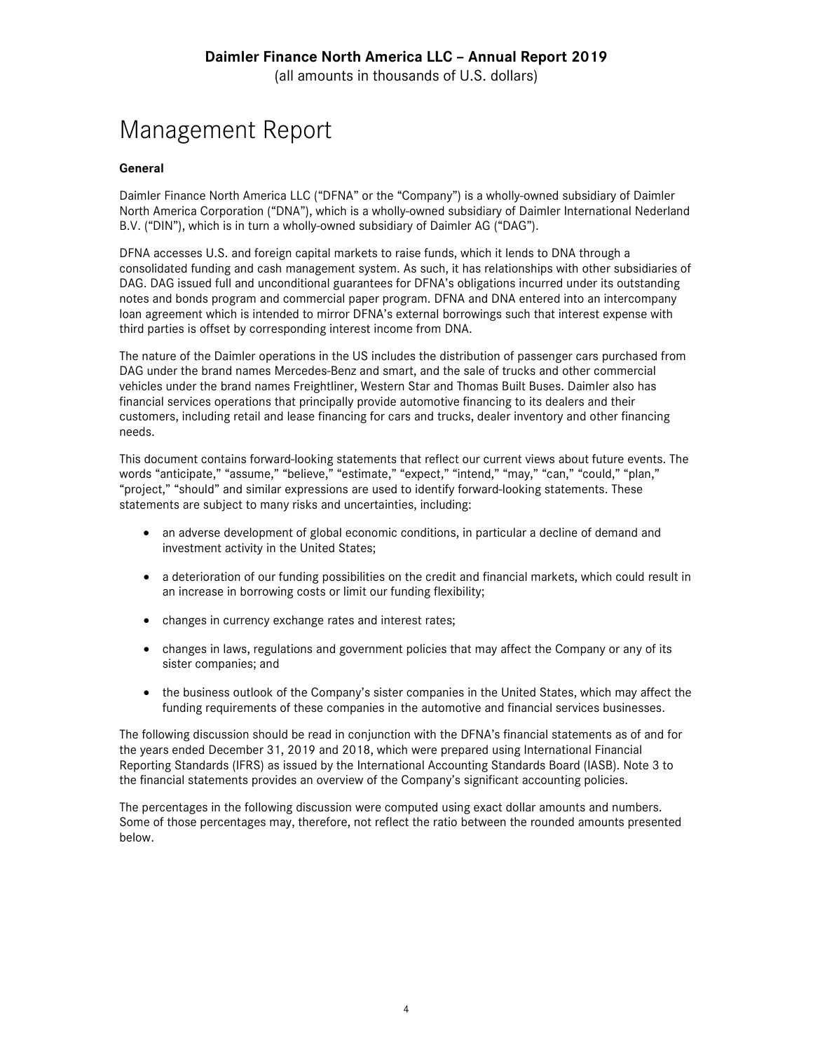# Management Report

**General**

Daimler Finance North America LLC ("DFNA" or the "Company") is a wholly-owned subsidiary of Daimler North America Corporation ("DNA"), which is a wholly-owned subsidiary of Daimler International Nederland B.V. ("DIN"), which is in turn a wholly-owned subsidiary of Daimler AG ("DAG").

DFNA accesses U.S. and foreign capital markets to raise funds, which it lends to DNA through a consolidated funding and cash management system. As such, it has relationships with other subsidiaries of DAG. DAG issued full and unconditional guarantees for DFNA's obligations incurred under its outstanding notes and bonds program and commercial paper program. DFNA and DNA entered into an intercompany loan agreement which is intended to mirror DFNA's external borrowings such that interest expense with third parties is offset by corresponding interest income from DNA.

The nature of the Daimler operations in the US includes the distribution of passenger cars purchased from DAG under the brand names Mercedes-Benz and smart, and the sale of trucks and other commercial vehicles under the brand names Freightliner, Western Star and Thomas Built Buses. Daimler also has financial services operations that principally provide automotive financing to its dealers and their customers, including retail and lease financing for cars and trucks, dealer inventory and other financing needs.

This document contains forward-looking statements that reflect our current views about future events. The words "anticipate," "assume," "believe," "estimate," "expect," "intend," "may," "can," "could," "plan," "project," "should" and similar expressions are used to identify forward-looking statements. These statements are subject to many risks and uncertainties, including:

- an adverse development of global economic conditions, in particular a decline of demand and investment activity in the United States;
- a deterioration of our funding possibilities on the credit and financial markets, which could result in an increase in borrowing costs or limit our funding flexibility;
- changes in currency exchange rates and interest rates;
- changes in laws, regulations and government policies that may affect the Company or any of its sister companies; and
- the business outlook of the Company's sister companies in the United States, which may affect the funding requirements of these companies in the automotive and financial services businesses.

The following discussion should be read in conjunction with the DFNA's financial statements as of and for the years ended December 31, 2019 and 2018, which were prepared using International Financial Reporting Standards (IFRS) as issued by the International Accounting Standards Board (IASB). Note 3 to the financial statements provides an overview of the Company's significant accounting policies.

The percentages in the following discussion were computed using exact dollar amounts and numbers. Some of those percentages may, therefore, not reflect the ratio between the rounded amounts presented below.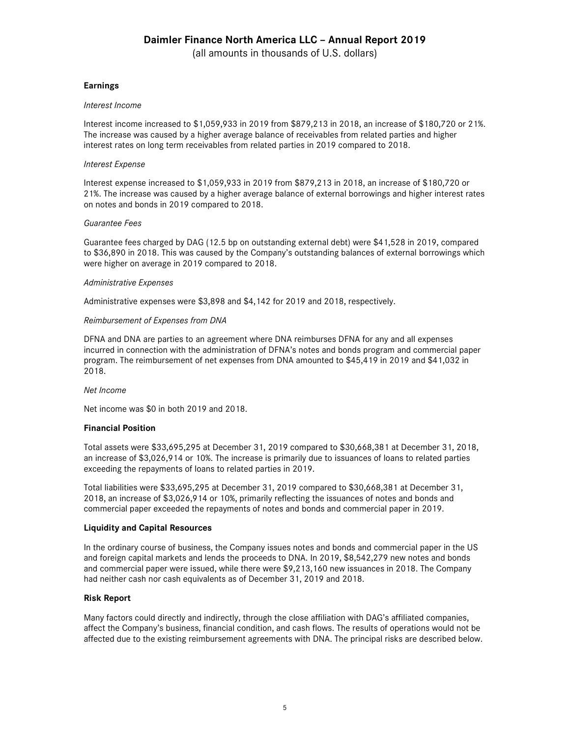## Earnings

*Interest Income*

Interest income increased to $1,059,933 in 2019 from $879,213 in 2018, an increase of $180,720 or 21%. The increase was caused by a higher average balance of receivables from related parties and higher interest rates on long term receivables from related parties in 2019 compared to 2018.

*Interest Expense*

Interest expense increased to $1,059,933 in 2019 from $879,213 in 2018, an increase of $180,720 or 21%. The increase was caused by a higher average balance of external borrowings and higher interest rates on notes and bonds in 2019 compared to 2018.

*Guarantee Fees*

Guarantee fees charged by DAG (12.5 bp on outstanding external debt) were $41,528 in 2019, compared to $36,890 in 2018. This was caused by the Company's outstanding balances of external borrowings which were higher on average in 2019 compared to 2018.

*Administrative Expenses*

Administrative expenses were $3,898 and $4,142 for 2019 and 2018, respectively.

*Reimbursement of Expenses from DNA*

DFNA and DNA are parties to an agreement where DNA reimburses DFNA for any and all expenses incurred in connection with the administration of DFNA's notes and bonds program and commercial paper program. The reimbursement of net expenses from DNA amounted to $45,419 in 2019 and $41,032 in 2018.

*Net Income*

Net income was $0 in both 2019 and 2018.

## Financial Position

Total assets were $33,695,295 at December 31, 2019 compared to $30,668,381 at December 31, 2018, an increase of $3,026,914 or 10%. The increase is primarily due to issuances of loans to related parties exceeding the repayments of loans to related parties in 2019.

Total liabilities were $33,695,295 at December 31, 2019 compared to $30,668,381 at December 31, 2018, an increase of $3,026,914 or 10%, primarily reflecting the issuances of notes and bonds and commercial paper exceeded the repayments of notes and bonds and commercial paper in 2019.

## Liquidity and Capital Resources

In the ordinary course of business, the Company issues notes and bonds and commercial paper in the US and foreign capital markets and lends the proceeds to DNA. In 2019, $8,542,279 new notes and bonds and commercial paper were issued, while there were $9,213,160 new issuances in 2018. The Company had neither cash nor cash equivalents as of December 31, 2019 and 2018.

## Risk Report

Many factors could directly and indirectly, through the close affiliation with DAG's affiliated companies, affect the Company's business, financial condition, and cash flows. The results of operations would not be affected due to the existing reimbursement agreements with DNA. The principal risks are described below.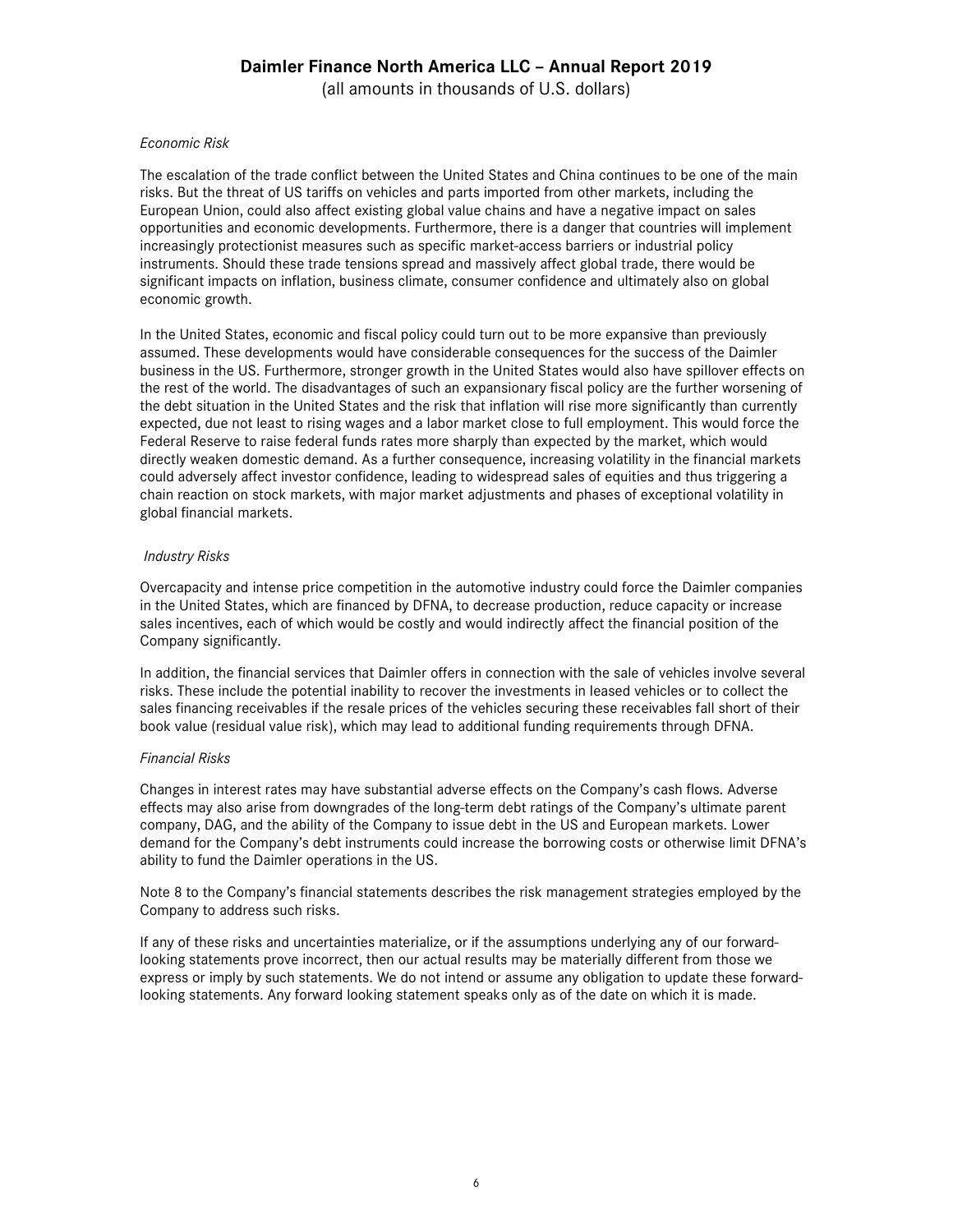*Economic Risk*

The escalation of the trade conflict between the United States and China continues to be one of the main risks. But the threat of US tariffs on vehicles and parts imported from other markets, including the European Union, could also affect existing global value chains and have a negative impact on sales opportunities and economic developments. Furthermore, there is a danger that countries will implement increasingly protectionist measures such as specific market-access barriers or industrial policy instruments. Should these trade tensions spread and massively affect global trade, there would be significant impacts on inflation, business climate, consumer confidence and ultimately also on global economic growth.

In the United States, economic and fiscal policy could turn out to be more expansive than previously assumed. These developments would have considerable consequences for the success of the Daimler business in the US. Furthermore, stronger growth in the United States would also have spillover effects on the rest of the world. The disadvantages of such an expansionary fiscal policy are the further worsening of the debt situation in the United States and the risk that inflation will rise more significantly than currently expected, due not least to rising wages and a labor market close to full employment. This would force the Federal Reserve to raise federal funds rates more sharply than expected by the market, which would directly weaken domestic demand. As a further consequence, increasing volatility in the financial markets could adversely affect investor confidence, leading to widespread sales of equities and thus triggering a chain reaction on stock markets, with major market adjustments and phases of exceptional volatility in global financial markets.

*Industry Risks*

Overcapacity and intense price competition in the automotive industry could force the Daimler companies in the United States, which are financed by DFNA, to decrease production, reduce capacity or increase sales incentives, each of which would be costly and would indirectly affect the financial position of the Company significantly.

In addition, the financial services that Daimler offers in connection with the sale of vehicles involve several risks. These include the potential inability to recover the investments in leased vehicles or to collect the sales financing receivables if the resale prices of the vehicles securing these receivables fall short of their book value (residual value risk), which may lead to additional funding requirements through DFNA.

*Financial Risks*

Changes in interest rates may have substantial adverse effects on the Company's cash flows. Adverse effects may also arise from downgrades of the long-term debt ratings of the Company's ultimate parent company, DAG, and the ability of the Company to issue debt in the US and European markets. Lower demand for the Company's debt instruments could increase the borrowing costs or otherwise limit DFNA's ability to fund the Daimler operations in the US.

Note 8 to the Company's financial statements describes the risk management strategies employed by the Company to address such risks.

If any of these risks and uncertainties materialize, or if the assumptions underlying any of our forward-looking statements prove incorrect, then our actual results may be materially different from those we express or imply by such statements. We do not intend or assume any obligation to update these forward-looking statements. Any forward looking statement speaks only as of the date on which it is made.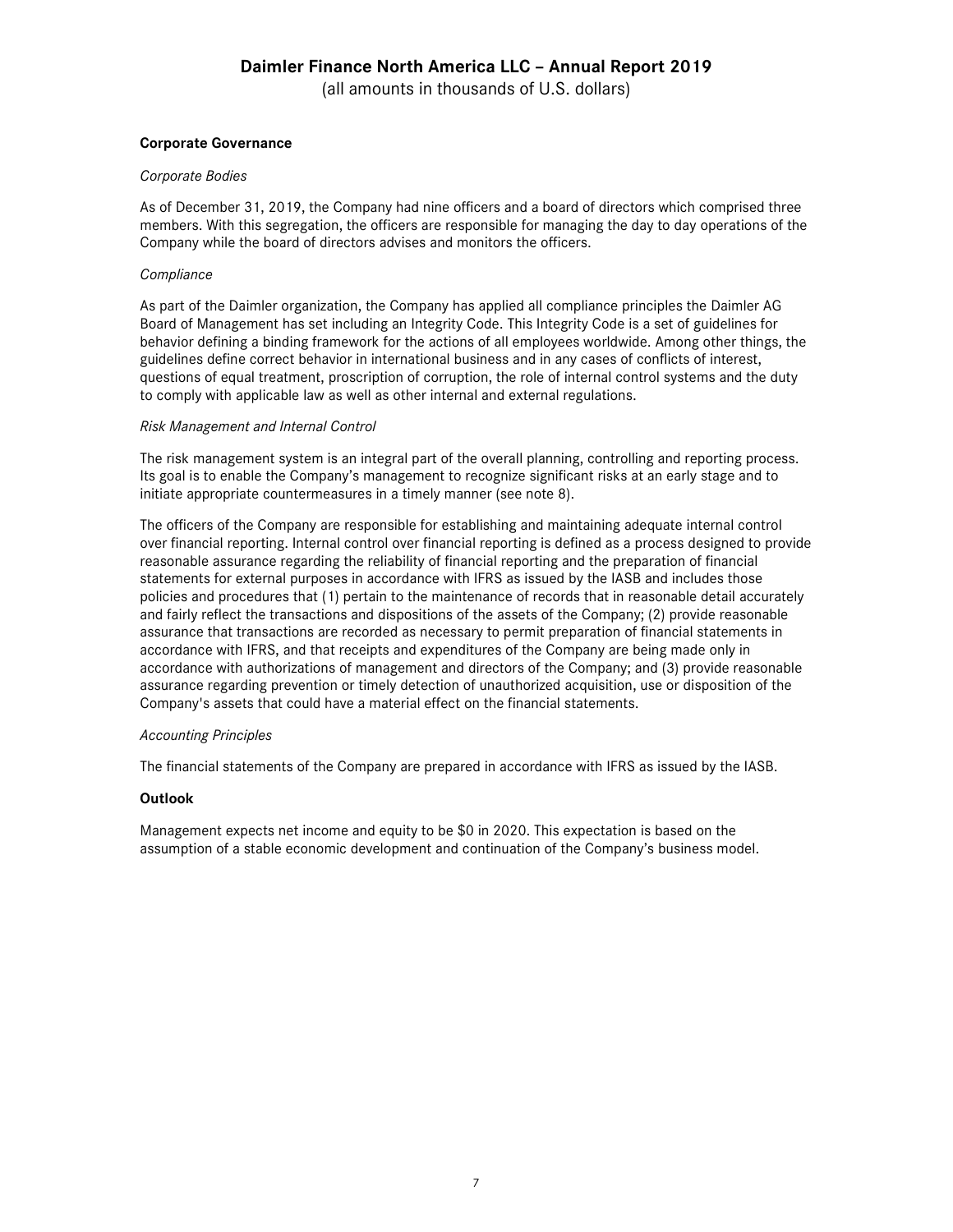## Corporate Governance

*Corporate Bodies*

As of December 31, 2019, the Company had nine officers and a board of directors which comprised three members. With this segregation, the officers are responsible for managing the day to day operations of the Company while the board of directors advises and monitors the officers.

*Compliance*

As part of the Daimler organization, the Company has applied all compliance principles the Daimler AG Board of Management has set including an Integrity Code. This Integrity Code is a set of guidelines for behavior defining a binding framework for the actions of all employees worldwide. Among other things, the guidelines define correct behavior in international business and in any cases of conflicts of interest, questions of equal treatment, proscription of corruption, the role of internal control systems and the duty to comply with applicable law as well as other internal and external regulations.

*Risk Management and Internal Control*

The risk management system is an integral part of the overall planning, controlling and reporting process. Its goal is to enable the Company's management to recognize significant risks at an early stage and to initiate appropriate countermeasures in a timely manner (see note 8).

The officers of the Company are responsible for establishing and maintaining adequate internal control over financial reporting. Internal control over financial reporting is defined as a process designed to provide reasonable assurance regarding the reliability of financial reporting and the preparation of financial statements for external purposes in accordance with IFRS as issued by the IASB and includes those policies and procedures that (1) pertain to the maintenance of records that in reasonable detail accurately and fairly reflect the transactions and dispositions of the assets of the Company; (2) provide reasonable assurance that transactions are recorded as necessary to permit preparation of financial statements in accordance with IFRS, and that receipts and expenditures of the Company are being made only in accordance with authorizations of management and directors of the Company; and (3) provide reasonable assurance regarding prevention or timely detection of unauthorized acquisition, use or disposition of the Company's assets that could have a material effect on the financial statements.

*Accounting Principles*

The financial statements of the Company are prepared in accordance with IFRS as issued by the IASB.

## Outlook

Management expects net income and equity to be $0 in 2020. This expectation is based on the assumption of a stable economic development and continuation of the Company's business model.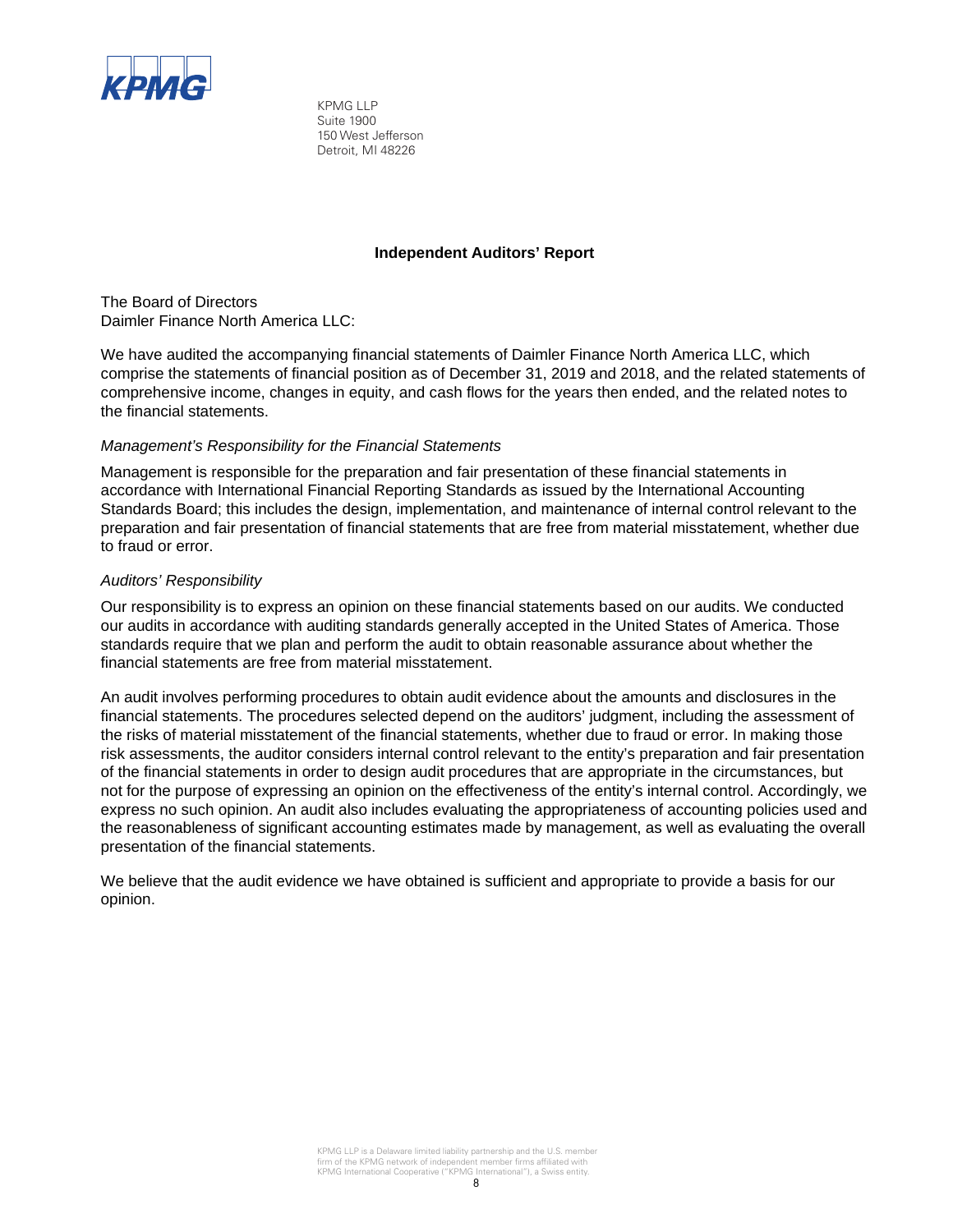KPMG

KPMG LLP
Suite 1900
150 West Jefferson
Detroit, MI 48226

## Independent Auditors' Report

The Board of Directors
Daimler Finance North America LLC:

We have audited the accompanying financial statements of Daimler Finance North America LLC, which comprise the statements of financial position as of December 31, 2019 and 2018, and the related statements of comprehensive income, changes in equity, and cash flows for the years then ended, and the related notes to the financial statements.

*Management's Responsibility for the Financial Statements*

Management is responsible for the preparation and fair presentation of these financial statements in accordance with International Financial Reporting Standards as issued by the International Accounting Standards Board; this includes the design, implementation, and maintenance of internal control relevant to the preparation and fair presentation of financial statements that are free from material misstatement, whether due to fraud or error.

*Auditors' Responsibility*

Our responsibility is to express an opinion on these financial statements based on our audits. We conducted our audits in accordance with auditing standards generally accepted in the United States of America. Those standards require that we plan and perform the audit to obtain reasonable assurance about whether the financial statements are free from material misstatement.

An audit involves performing procedures to obtain audit evidence about the amounts and disclosures in the financial statements. The procedures selected depend on the auditors' judgment, including the assessment of the risks of material misstatement of the financial statements, whether due to fraud or error. In making those risk assessments, the auditor considers internal control relevant to the entity's preparation and fair presentation of the financial statements in order to design audit procedures that are appropriate in the circumstances, but not for the purpose of expressing an opinion on the effectiveness of the entity's internal control. Accordingly, we express no such opinion. An audit also includes evaluating the appropriateness of accounting policies used and the reasonableness of significant accounting estimates made by management, as well as evaluating the overall presentation of the financial statements.

We believe that the audit evidence we have obtained is sufficient and appropriate to provide a basis for our opinion.

KPMG LLP is a Delaware limited liability partnership and the U.S. member firm of the KPMG network of independent member firms affiliated with KPMG International Cooperative ("KPMG International"), a Swiss entity.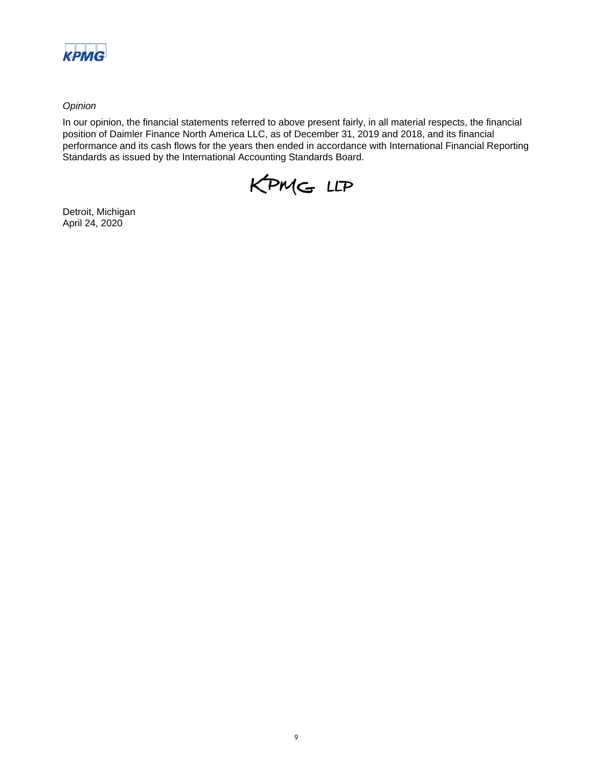*Opinion*

In our opinion, the financial statements referred to above present fairly, in all material respects, the financial position of Daimler Finance North America LLC, as of December 31, 2019 and 2018, and its financial performance and its cash flows for the years then ended in accordance with International Financial Reporting Standards as issued by the International Accounting Standards Board.

KPMG LLP

Detroit, Michigan
April 24, 2020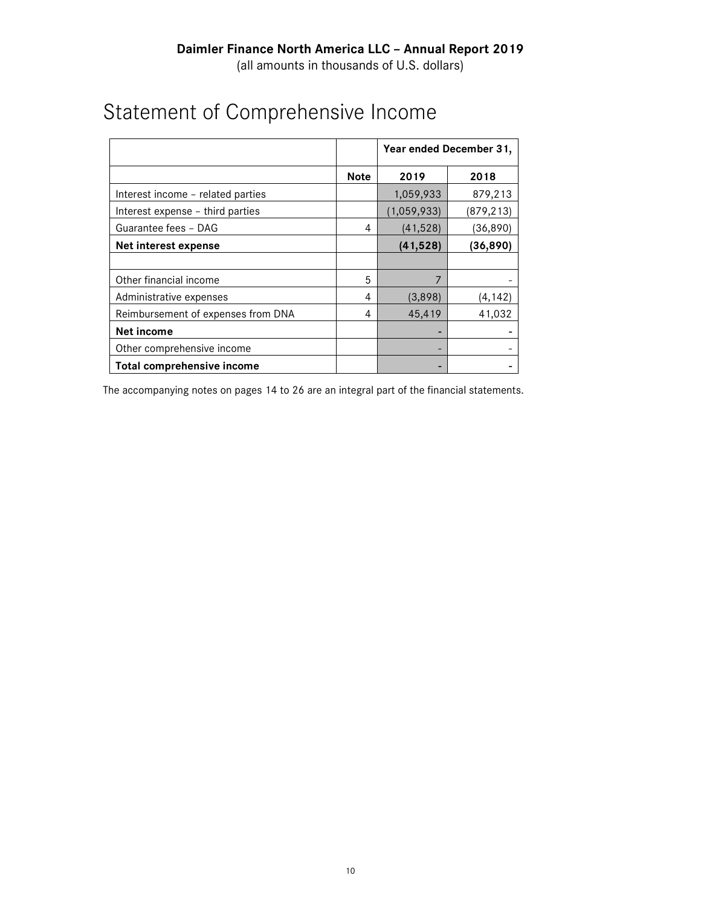Daimler Finance North America LLC – Annual Report 2019
(all amounts in thousands of U.S. dollars)

# Statement of Comprehensive Income

| | | Year ended December 31, | |
|---|---|---|---|
| | **Note** | **2019** | **2018** |
| Interest income – related parties | | 1,059,933 | 879,213 |
| Interest expense – third parties | | (1,059,933) | (879,213) |
| Guarantee fees – DAG | 4 | (41,528) | (36,890) |
| **Net interest expense** | | **(41,528)** | **(36,890)** |
| | | | |
| Other financial income | 5 | 7 | - |
| Administrative expenses | 4 | (3,898) | (4,142) |
| Reimbursement of expenses from DNA | 4 | 45,419 | 41,032 |
| **Net income** | | **-** | **-** |
| Other comprehensive income | | - | - |
| **Total comprehensive income** | | **-** | **-** |

The accompanying notes on pages 14 to 26 are an integral part of the financial statements.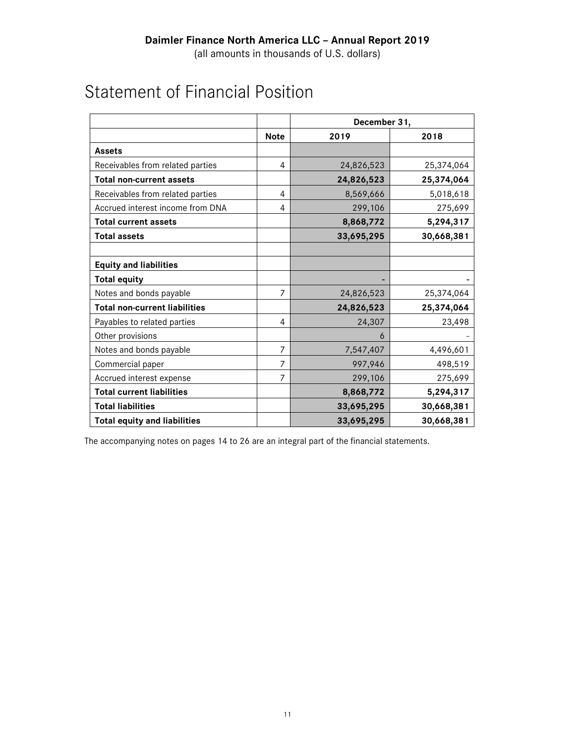**Daimler Finance North America LLC – Annual Report 2019**

(all amounts in thousands of U.S. dollars)

# Statement of Financial Position

| | | December 31, | |
|---|---|---|---|
| | **Note** | **2019** | **2018** |
| **Assets** | | | |
| Receivables from related parties | 4 | 24,826,523 | 25,374,064 |
| **Total non-current assets** | | **24,826,523** | **25,374,064** |
| Receivables from related parties | 4 | 8,569,666 | 5,018,618 |
| Accrued interest income from DNA | 4 | 299,106 | 275,699 |
| **Total current assets** | | **8,868,772** | **5,294,317** |
| **Total assets** | | **33,695,295** | **30,668,381** |
| | | | |
| **Equity and liabilities** | | | |
| **Total equity** | | - | - |
| Notes and bonds payable | 7 | 24,826,523 | 25,374,064 |
| **Total non-current liabilities** | | **24,826,523** | **25,374,064** |
| Payables to related parties | 4 | 24,307 | 23,498 |
| Other provisions | | 6 | - |
| Notes and bonds payable | 7 | 7,547,407 | 4,496,601 |
| Commercial paper | 7 | 997,946 | 498,519 |
| Accrued interest expense | 7 | 299,106 | 275,699 |
| **Total current liabilities** | | **8,868,772** | **5,294,317** |
| **Total liabilities** | | **33,695,295** | **30,668,381** |
| **Total equity and liabilities** | | **33,695,295** | **30,668,381** |

The accompanying notes on pages 14 to 26 are an integral part of the financial statements.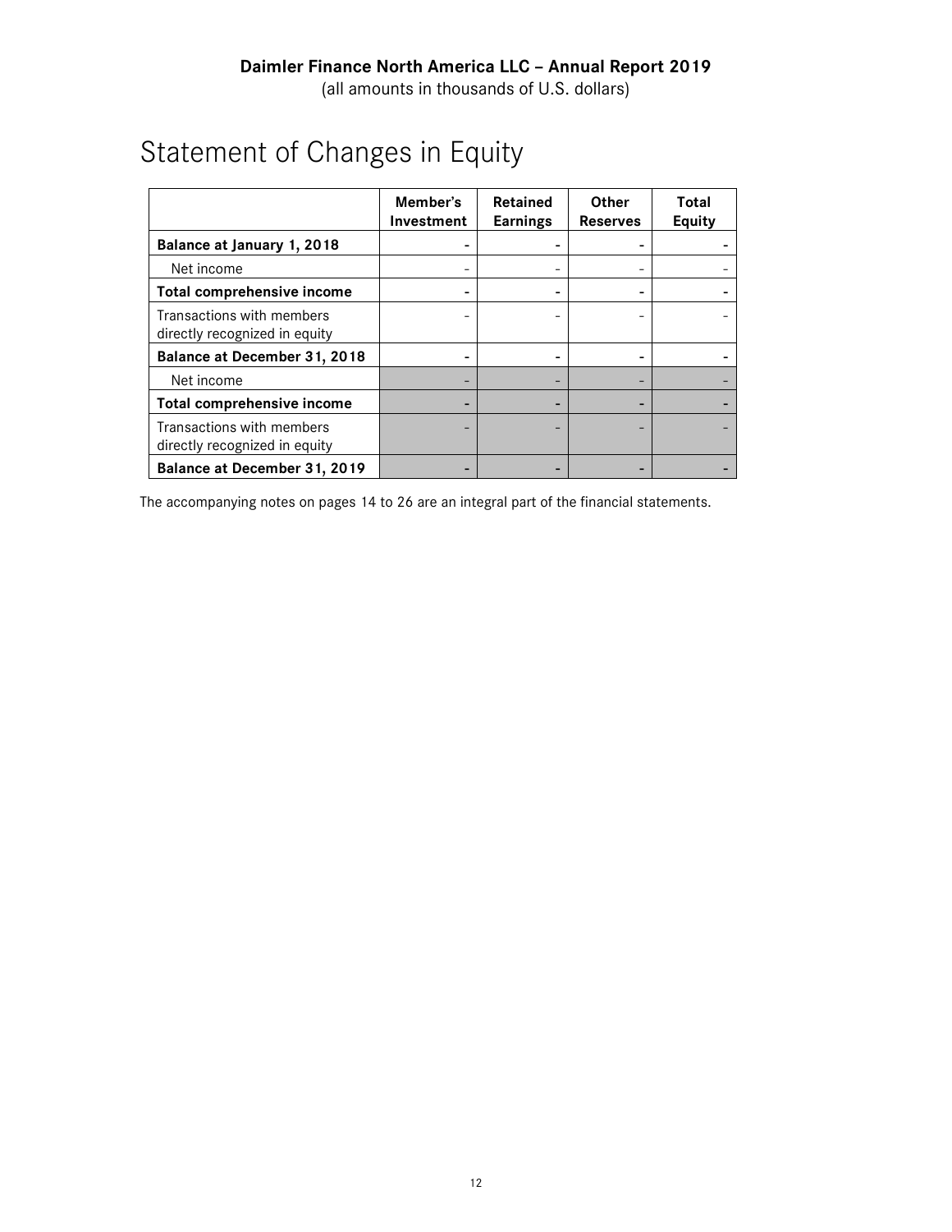# Daimler Finance North America LLC – Annual Report 2019

(all amounts in thousands of U.S. dollars)

# Statement of Changes in Equity

| | Member's Investment | Retained Earnings | Other Reserves | Total Equity |
|---|---|---|---|---|
| **Balance at January 1, 2018** | **-** | **-** | **-** | **-** |
| Net income | - | - | - | - |
| **Total comprehensive income** | **-** | **-** | **-** | **-** |
| Transactions with members directly recognized in equity | - | - | - | - |
| **Balance at December 31, 2018** | **-** | **-** | **-** | **-** |
| Net income | - | - | - | - |
| **Total comprehensive income** | **-** | **-** | **-** | **-** |
| Transactions with members directly recognized in equity | - | - | - | - |
| **Balance at December 31, 2019** | **-** | **-** | **-** | **-** |

The accompanying notes on pages 14 to 26 are an integral part of the financial statements.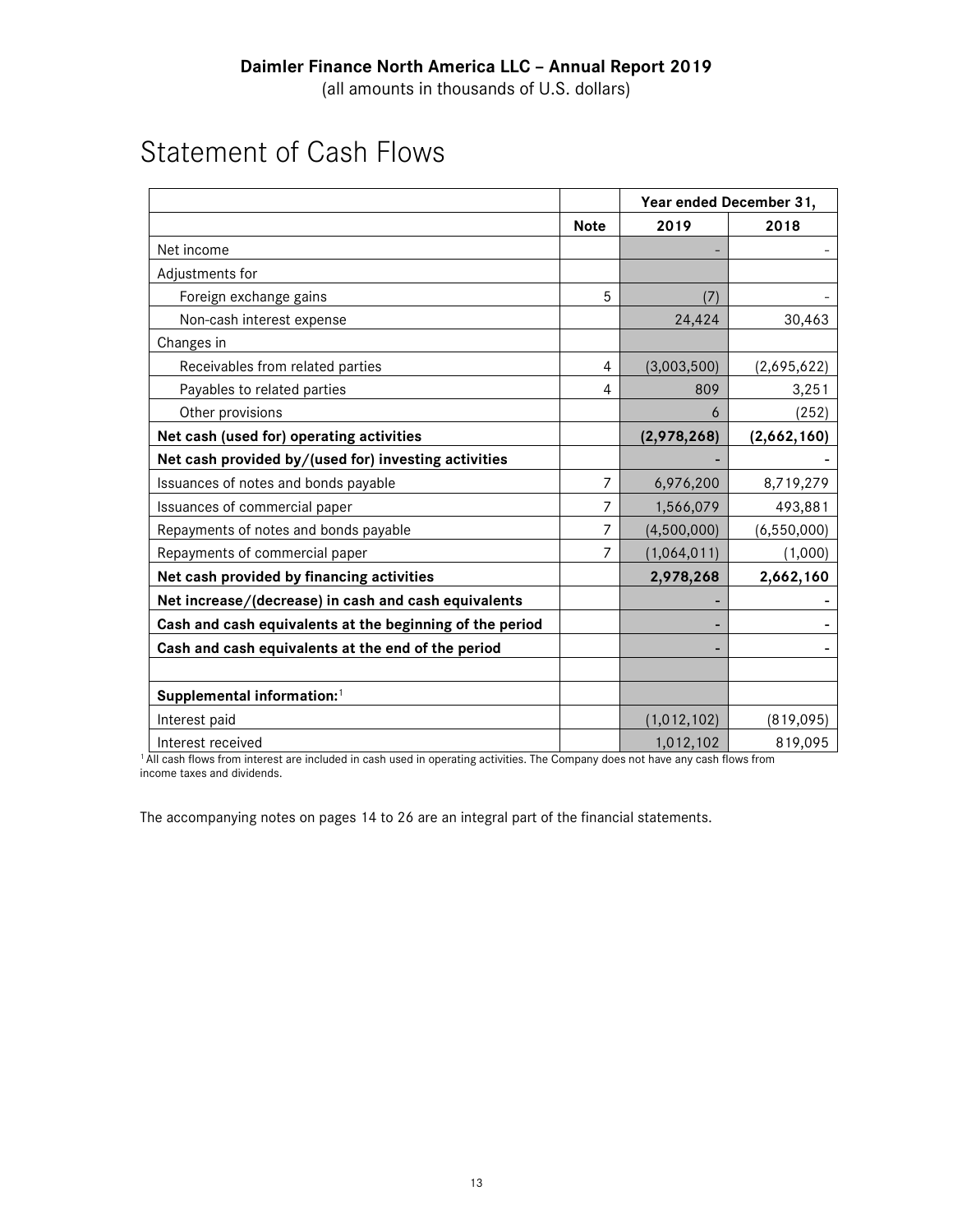**Daimler Finance North America LLC – Annual Report 2019**
(all amounts in thousands of U.S. dollars)

# Statement of Cash Flows

| | | Year ended December 31, | |
|---|---|---|---|
| | **Note** | **2019** | **2018** |
| Net income | | - | - |
| Adjustments for | | | |
| Foreign exchange gains | 5 | (7) | - |
| Non-cash interest expense | | 24,424 | 30,463 |
| Changes in | | | |
| Receivables from related parties | 4 | (3,003,500) | (2,695,622) |
| Payables to related parties | 4 | 809 | 3,251 |
| Other provisions | | 6 | (252) |
| **Net cash (used for) operating activities** | | **(2,978,268)** | **(2,662,160)** |
| **Net cash provided by/(used for) investing activities** | | **-** | **-** |
| Issuances of notes and bonds payable | 7 | 6,976,200 | 8,719,279 |
| Issuances of commercial paper | 7 | 1,566,079 | 493,881 |
| Repayments of notes and bonds payable | 7 | (4,500,000) | (6,550,000) |
| Repayments of commercial paper | 7 | (1,064,011) | (1,000) |
| **Net cash provided by financing activities** | | **2,978,268** | **2,662,160** |
| **Net increase/(decrease) in cash and cash equivalents** | | **-** | **-** |
| **Cash and cash equivalents at the beginning of the period** | | **-** | **-** |
| **Cash and cash equivalents at the end of the period** | | **-** | **-** |
| | | | |
| **Supplemental information:**[1] | | | |
| Interest paid | | (1,012,102) | (819,095) |
| Interest received | | 1,012,102 | 819,095 |

[1] All cash flows from interest are included in cash used in operating activities. The Company does not have any cash flows from income taxes and dividends.

The accompanying notes on pages 14 to 26 are an integral part of the financial statements.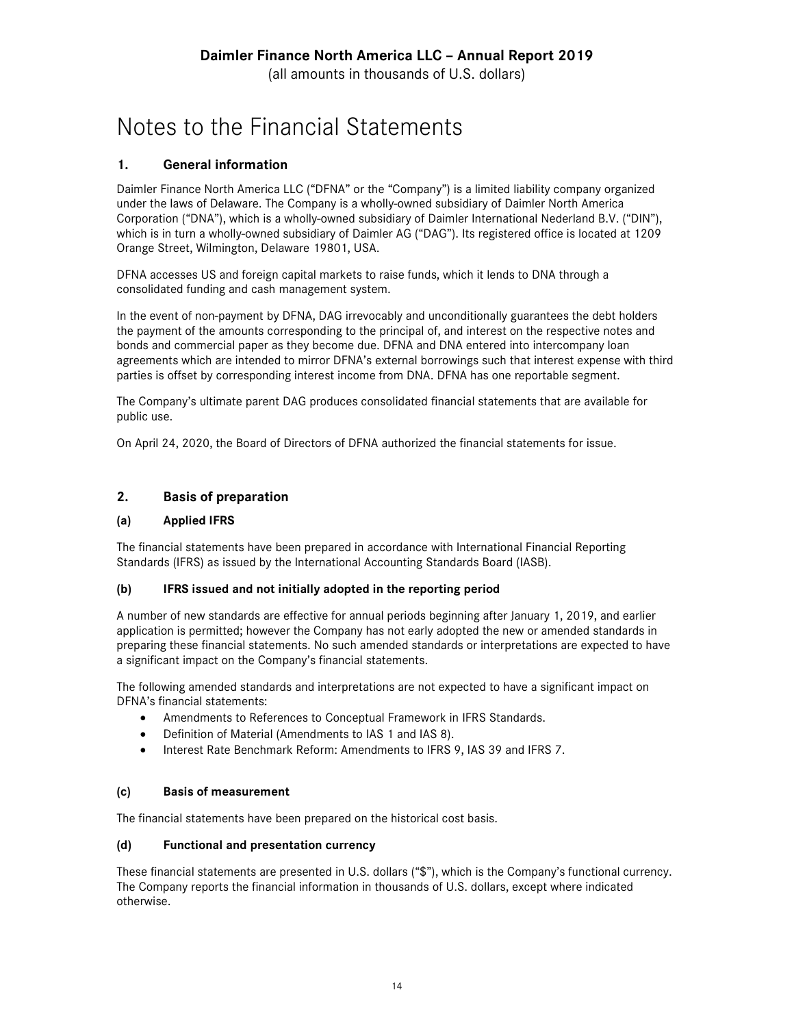# Notes to the Financial Statements

## 1. General information

Daimler Finance North America LLC ("DFNA" or the "Company") is a limited liability company organized under the laws of Delaware. The Company is a wholly-owned subsidiary of Daimler North America Corporation ("DNA"), which is a wholly-owned subsidiary of Daimler International Nederland B.V. ("DIN"), which is in turn a wholly-owned subsidiary of Daimler AG ("DAG"). Its registered office is located at 1209 Orange Street, Wilmington, Delaware 19801, USA.

DFNA accesses US and foreign capital markets to raise funds, which it lends to DNA through a consolidated funding and cash management system.

In the event of non-payment by DFNA, DAG irrevocably and unconditionally guarantees the debt holders the payment of the amounts corresponding to the principal of, and interest on the respective notes and bonds and commercial paper as they become due. DFNA and DNA entered into intercompany loan agreements which are intended to mirror DFNA's external borrowings such that interest expense with third parties is offset by corresponding interest income from DNA. DFNA has one reportable segment.

The Company's ultimate parent DAG produces consolidated financial statements that are available for public use.

On April 24, 2020, the Board of Directors of DFNA authorized the financial statements for issue.

## 2. Basis of preparation

### (a) Applied IFRS

The financial statements have been prepared in accordance with International Financial Reporting Standards (IFRS) as issued by the International Accounting Standards Board (IASB).

### (b) IFRS issued and not initially adopted in the reporting period

A number of new standards are effective for annual periods beginning after January 1, 2019, and earlier application is permitted; however the Company has not early adopted the new or amended standards in preparing these financial statements. No such amended standards or interpretations are expected to have a significant impact on the Company's financial statements.

The following amended standards and interpretations are not expected to have a significant impact on DFNA's financial statements:

- Amendments to References to Conceptual Framework in IFRS Standards.
- Definition of Material (Amendments to IAS 1 and IAS 8).
- Interest Rate Benchmark Reform: Amendments to IFRS 9, IAS 39 and IFRS 7.

### (c) Basis of measurement

The financial statements have been prepared on the historical cost basis.

### (d) Functional and presentation currency

These financial statements are presented in U.S. dollars ("$"), which is the Company's functional currency. The Company reports the financial information in thousands of U.S. dollars, except where indicated otherwise.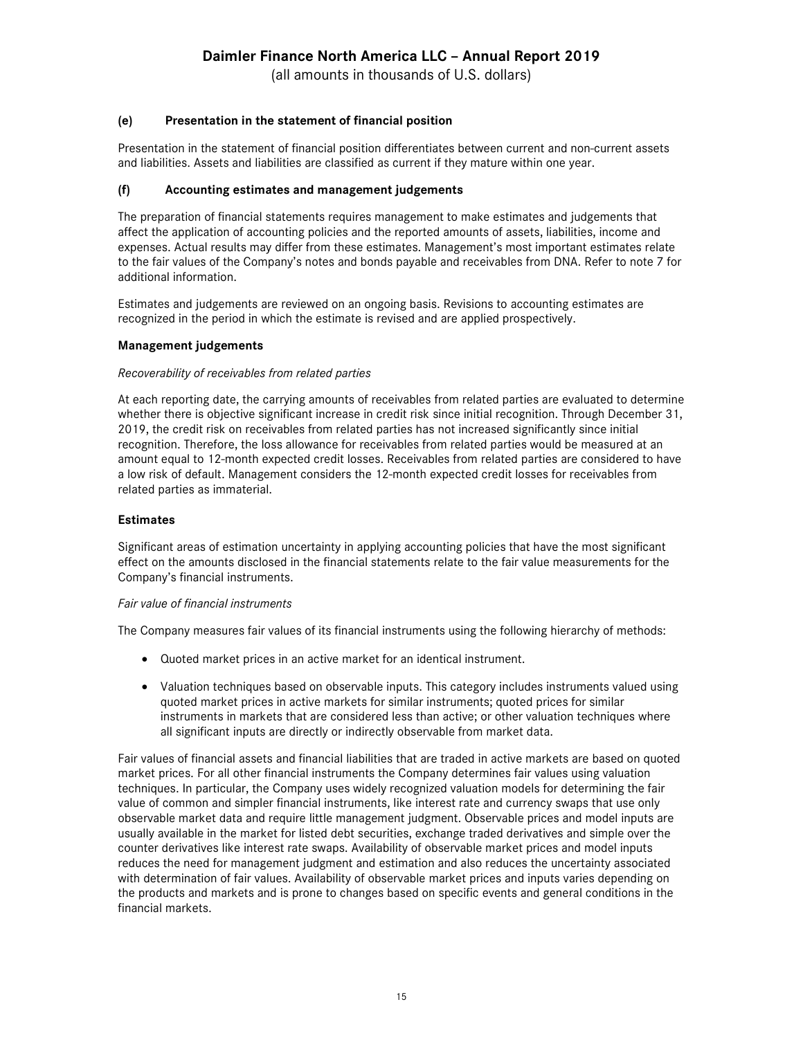### (e) Presentation in the statement of financial position

Presentation in the statement of financial position differentiates between current and non-current assets and liabilities. Assets and liabilities are classified as current if they mature within one year.

### (f) Accounting estimates and management judgements

The preparation of financial statements requires management to make estimates and judgements that affect the application of accounting policies and the reported amounts of assets, liabilities, income and expenses. Actual results may differ from these estimates. Management's most important estimates relate to the fair values of the Company's notes and bonds payable and receivables from DNA. Refer to note 7 for additional information.

Estimates and judgements are reviewed on an ongoing basis. Revisions to accounting estimates are recognized in the period in which the estimate is revised and are applied prospectively.

**Management judgements**

*Recoverability of receivables from related parties*

At each reporting date, the carrying amounts of receivables from related parties are evaluated to determine whether there is objective significant increase in credit risk since initial recognition. Through December 31, 2019, the credit risk on receivables from related parties has not increased significantly since initial recognition. Therefore, the loss allowance for receivables from related parties would be measured at an amount equal to 12-month expected credit losses. Receivables from related parties are considered to have a low risk of default. Management considers the 12-month expected credit losses for receivables from related parties as immaterial.

**Estimates**

Significant areas of estimation uncertainty in applying accounting policies that have the most significant effect on the amounts disclosed in the financial statements relate to the fair value measurements for the Company's financial instruments.

*Fair value of financial instruments*

The Company measures fair values of its financial instruments using the following hierarchy of methods:

- Quoted market prices in an active market for an identical instrument.
- Valuation techniques based on observable inputs. This category includes instruments valued using quoted market prices in active markets for similar instruments; quoted prices for similar instruments in markets that are considered less than active; or other valuation techniques where all significant inputs are directly or indirectly observable from market data.

Fair values of financial assets and financial liabilities that are traded in active markets are based on quoted market prices. For all other financial instruments the Company determines fair values using valuation techniques. In particular, the Company uses widely recognized valuation models for determining the fair value of common and simpler financial instruments, like interest rate and currency swaps that use only observable market data and require little management judgment. Observable prices and model inputs are usually available in the market for listed debt securities, exchange traded derivatives and simple over the counter derivatives like interest rate swaps. Availability of observable market prices and model inputs reduces the need for management judgment and estimation and also reduces the uncertainty associated with determination of fair values. Availability of observable market prices and inputs varies depending on the products and markets and is prone to changes based on specific events and general conditions in the financial markets.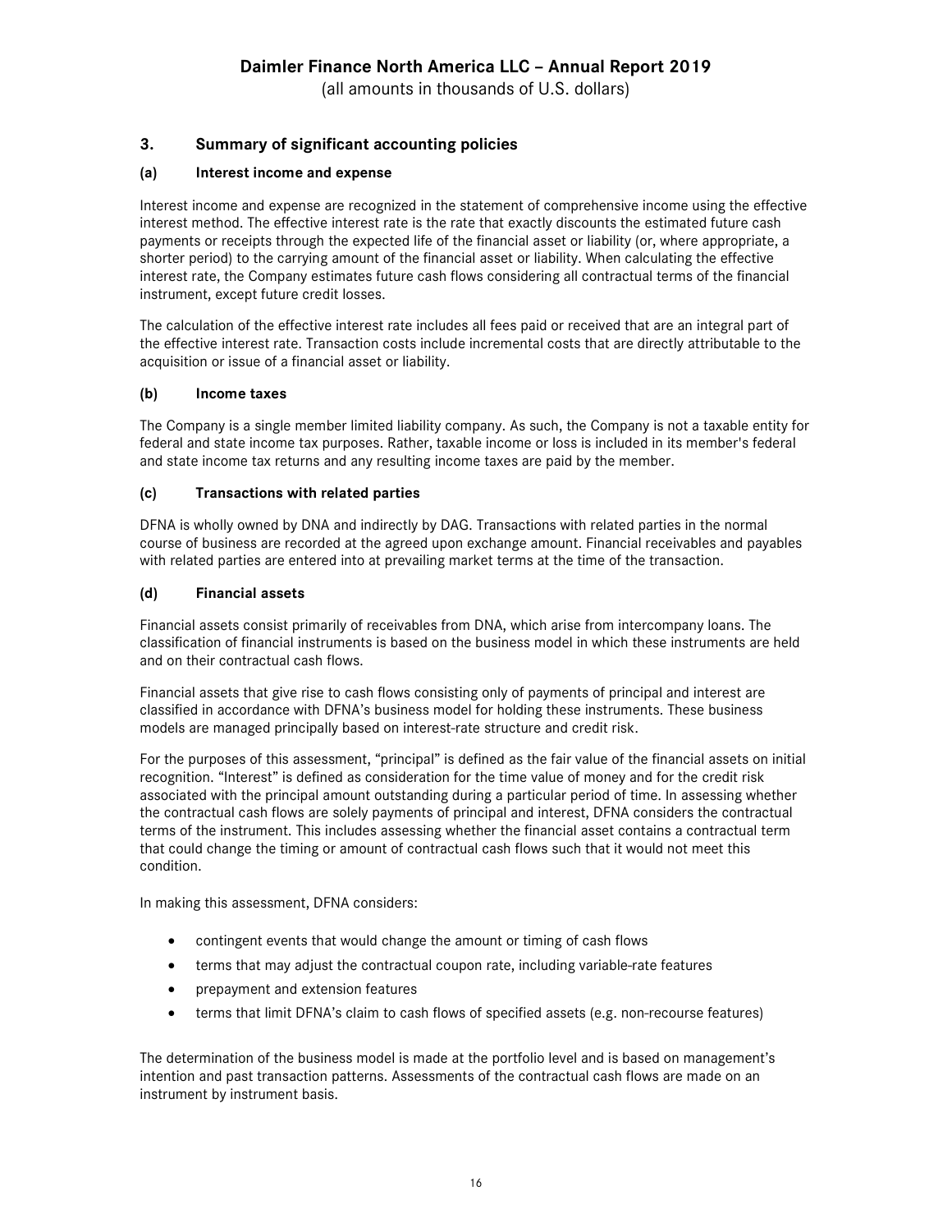## 3. Summary of significant accounting policies

### (a) Interest income and expense

Interest income and expense are recognized in the statement of comprehensive income using the effective interest method. The effective interest rate is the rate that exactly discounts the estimated future cash payments or receipts through the expected life of the financial asset or liability (or, where appropriate, a shorter period) to the carrying amount of the financial asset or liability. When calculating the effective interest rate, the Company estimates future cash flows considering all contractual terms of the financial instrument, except future credit losses.

The calculation of the effective interest rate includes all fees paid or received that are an integral part of the effective interest rate. Transaction costs include incremental costs that are directly attributable to the acquisition or issue of a financial asset or liability.

### (b) Income taxes

The Company is a single member limited liability company. As such, the Company is not a taxable entity for federal and state income tax purposes. Rather, taxable income or loss is included in its member's federal and state income tax returns and any resulting income taxes are paid by the member.

### (c) Transactions with related parties

DFNA is wholly owned by DNA and indirectly by DAG. Transactions with related parties in the normal course of business are recorded at the agreed upon exchange amount. Financial receivables and payables with related parties are entered into at prevailing market terms at the time of the transaction.

### (d) Financial assets

Financial assets consist primarily of receivables from DNA, which arise from intercompany loans. The classification of financial instruments is based on the business model in which these instruments are held and on their contractual cash flows.

Financial assets that give rise to cash flows consisting only of payments of principal and interest are classified in accordance with DFNA's business model for holding these instruments. These business models are managed principally based on interest-rate structure and credit risk.

For the purposes of this assessment, "principal" is defined as the fair value of the financial assets on initial recognition. "Interest" is defined as consideration for the time value of money and for the credit risk associated with the principal amount outstanding during a particular period of time. In assessing whether the contractual cash flows are solely payments of principal and interest, DFNA considers the contractual terms of the instrument. This includes assessing whether the financial asset contains a contractual term that could change the timing or amount of contractual cash flows such that it would not meet this condition.

In making this assessment, DFNA considers:

- contingent events that would change the amount or timing of cash flows
- terms that may adjust the contractual coupon rate, including variable-rate features
- prepayment and extension features
- terms that limit DFNA's claim to cash flows of specified assets (e.g. non-recourse features)

The determination of the business model is made at the portfolio level and is based on management's intention and past transaction patterns. Assessments of the contractual cash flows are made on an instrument by instrument basis.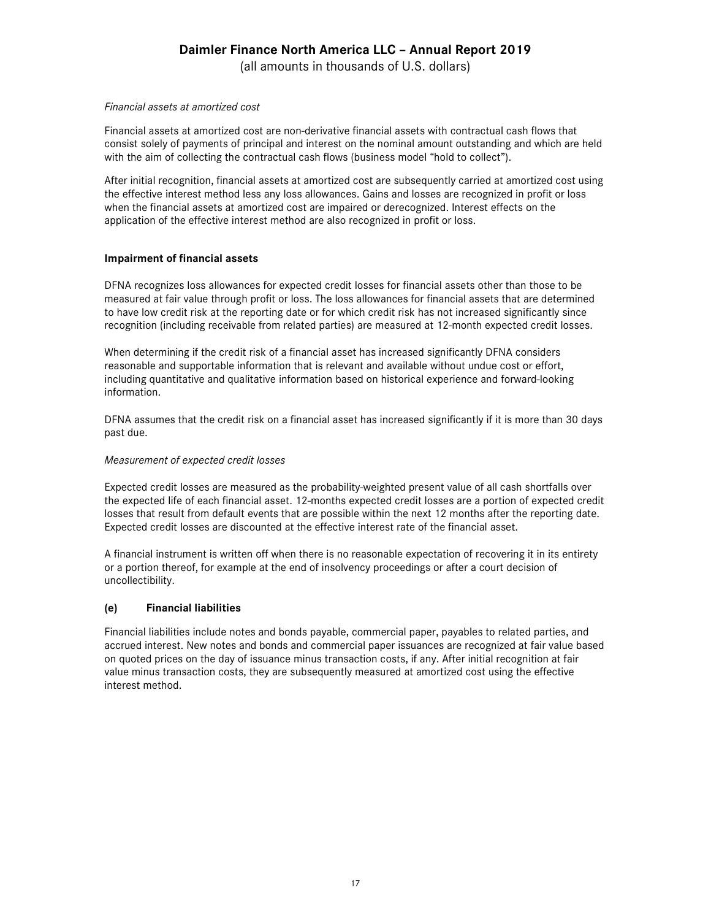*Financial assets at amortized cost*

Financial assets at amortized cost are non-derivative financial assets with contractual cash flows that consist solely of payments of principal and interest on the nominal amount outstanding and which are held with the aim of collecting the contractual cash flows (business model “hold to collect”).

After initial recognition, financial assets at amortized cost are subsequently carried at amortized cost using the effective interest method less any loss allowances. Gains and losses are recognized in profit or loss when the financial assets at amortized cost are impaired or derecognized. Interest effects on the application of the effective interest method are also recognized in profit or loss.

**Impairment of financial assets**

DFNA recognizes loss allowances for expected credit losses for financial assets other than those to be measured at fair value through profit or loss. The loss allowances for financial assets that are determined to have low credit risk at the reporting date or for which credit risk has not increased significantly since recognition (including receivable from related parties) are measured at 12-month expected credit losses.

When determining if the credit risk of a financial asset has increased significantly DFNA considers reasonable and supportable information that is relevant and available without undue cost or effort, including quantitative and qualitative information based on historical experience and forward-looking information.

DFNA assumes that the credit risk on a financial asset has increased significantly if it is more than 30 days past due.

*Measurement of expected credit losses*

Expected credit losses are measured as the probability-weighted present value of all cash shortfalls over the expected life of each financial asset. 12-months expected credit losses are a portion of expected credit losses that result from default events that are possible within the next 12 months after the reporting date. Expected credit losses are discounted at the effective interest rate of the financial asset.

A financial instrument is written off when there is no reasonable expectation of recovering it in its entirety or a portion thereof, for example at the end of insolvency proceedings or after a court decision of uncollectibility.

**(e) Financial liabilities**

Financial liabilities include notes and bonds payable, commercial paper, payables to related parties, and accrued interest. New notes and bonds and commercial paper issuances are recognized at fair value based on quoted prices on the day of issuance minus transaction costs, if any. After initial recognition at fair value minus transaction costs, they are subsequently measured at amortized cost using the effective interest method.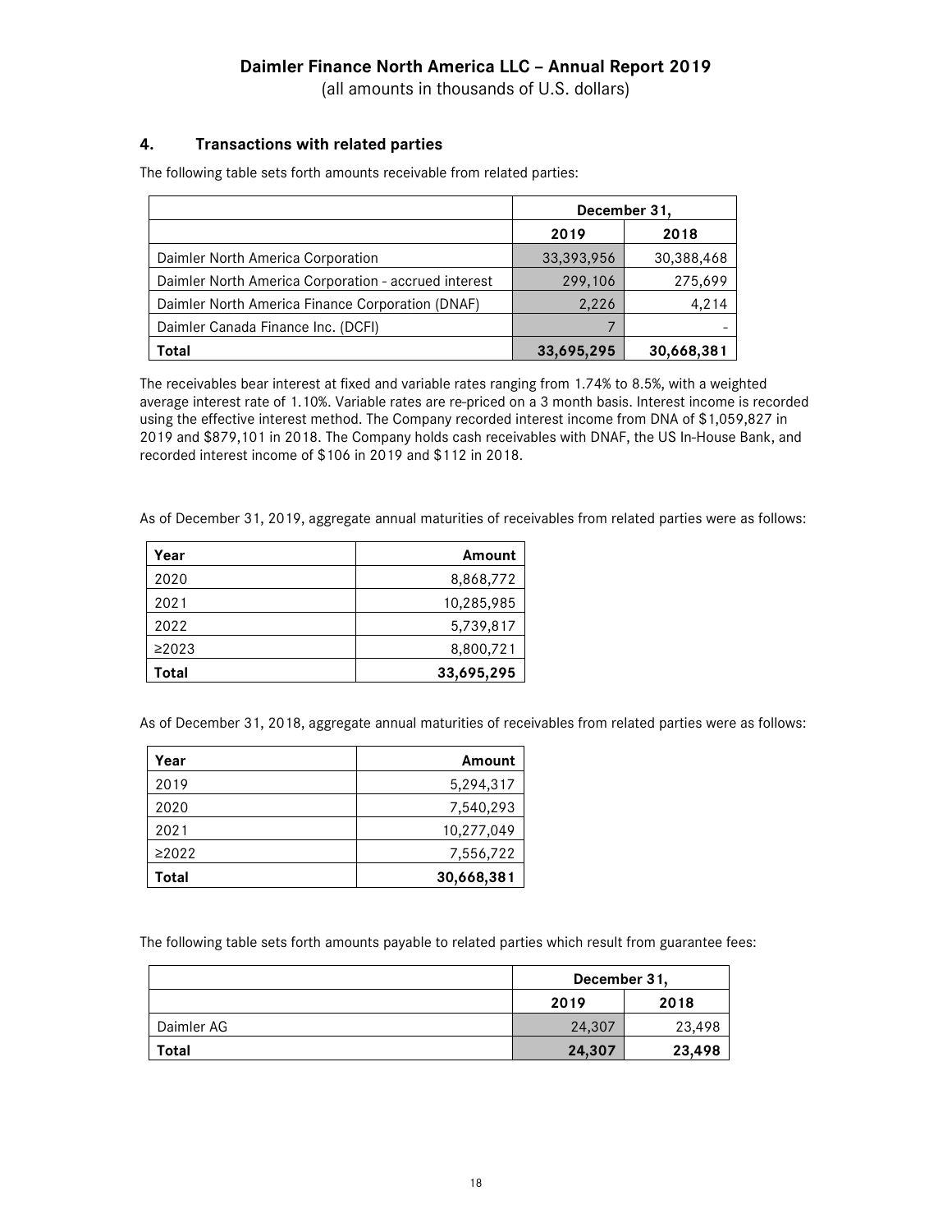## 4. Transactions with related parties

The following table sets forth amounts receivable from related parties:

| | December 31, | |
|---|---|---|
| | 2019 | 2018 |
| Daimler North America Corporation | 33,393,956 | 30,388,468 |
| Daimler North America Corporation - accrued interest | 299,106 | 275,699 |
| Daimler North America Finance Corporation (DNAF) | 2,226 | 4,214 |
| Daimler Canada Finance Inc. (DCFI) | 7 | - |
| **Total** | **33,695,295** | **30,668,381** |

The receivables bear interest at fixed and variable rates ranging from 1.74% to 8.5%, with a weighted average interest rate of 1.10%. Variable rates are re-priced on a 3 month basis. Interest income is recorded using the effective interest method. The Company recorded interest income from DNA of $1,059,827 in 2019 and $879,101 in 2018. The Company holds cash receivables with DNAF, the US In-House Bank, and recorded interest income of $106 in 2019 and $112 in 2018.

As of December 31, 2019, aggregate annual maturities of receivables from related parties were as follows:

| Year | Amount |
|---|---|
| 2020 | 8,868,772 |
| 2021 | 10,285,985 |
| 2022 | 5,739,817 |
| ≥2023 | 8,800,721 |
| **Total** | **33,695,295** |

As of December 31, 2018, aggregate annual maturities of receivables from related parties were as follows:

| Year | Amount |
|---|---|
| 2019 | 5,294,317 |
| 2020 | 7,540,293 |
| 2021 | 10,277,049 |
| ≥2022 | 7,556,722 |
| **Total** | **30,668,381** |

The following table sets forth amounts payable to related parties which result from guarantee fees:

| | December 31, | |
|---|---|---|
| | 2019 | 2018 |
| Daimler AG | 24,307 | 23,498 |
| **Total** | **24,307** | **23,498** |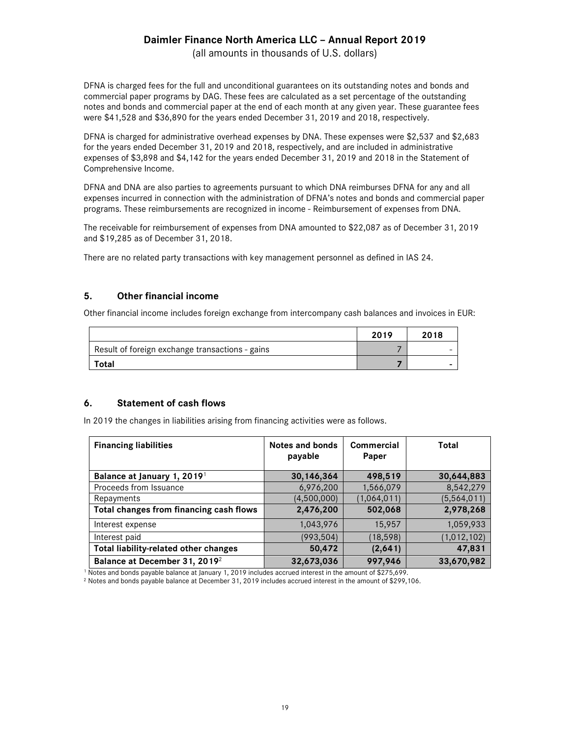DFNA is charged fees for the full and unconditional guarantees on its outstanding notes and bonds and commercial paper programs by DAG. These fees are calculated as a set percentage of the outstanding notes and bonds and commercial paper at the end of each month at any given year. These guarantee fees were $41,528 and $36,890 for the years ended December 31, 2019 and 2018, respectively.

DFNA is charged for administrative overhead expenses by DNA. These expenses were $2,537 and $2,683 for the years ended December 31, 2019 and 2018, respectively, and are included in administrative expenses of $3,898 and $4,142 for the years ended December 31, 2019 and 2018 in the Statement of Comprehensive Income.

DFNA and DNA are also parties to agreements pursuant to which DNA reimburses DFNA for any and all expenses incurred in connection with the administration of DFNA's notes and bonds and commercial paper programs. These reimbursements are recognized in income - Reimbursement of expenses from DNA.

The receivable for reimbursement of expenses from DNA amounted to $22,087 as of December 31, 2019 and $19,285 as of December 31, 2018.

There are no related party transactions with key management personnel as defined in IAS 24.

## 5. Other financial income

Other financial income includes foreign exchange from intercompany cash balances and invoices in EUR:

| | 2019 | 2018 |
|---|---|---|
| Result of foreign exchange transactions - gains | 7 | - |
| **Total** | **7** | **-** |

## 6. Statement of cash flows

In 2019 the changes in liabilities arising from financing activities were as follows.

| Financing liabilities | Notes and bonds payable | Commercial Paper | Total |
|---|---|---|---|
| **Balance at January 1, 2019**[1] | **30,146,364** | **498,519** | **30,644,883** |
| Proceeds from Issuance | 6,976,200 | 1,566,079 | 8,542,279 |
| Repayments | (4,500,000) | (1,064,011) | (5,564,011) |
| **Total changes from financing cash flows** | **2,476,200** | **502,068** | **2,978,268** |
| Interest expense | 1,043,976 | 15,957 | 1,059,933 |
| Interest paid | (993,504) | (18,598) | (1,012,102) |
| **Total liability-related other changes** | **50,472** | **(2,641)** | **47,831** |
| **Balance at December 31, 2019**[2] | **32,673,036** | **997,946** | **33,670,982** |

[1] Notes and bonds payable balance at January 1, 2019 includes accrued interest in the amount of $275,699.

[2] Notes and bonds payable balance at December 31, 2019 includes accrued interest in the amount of $299,106.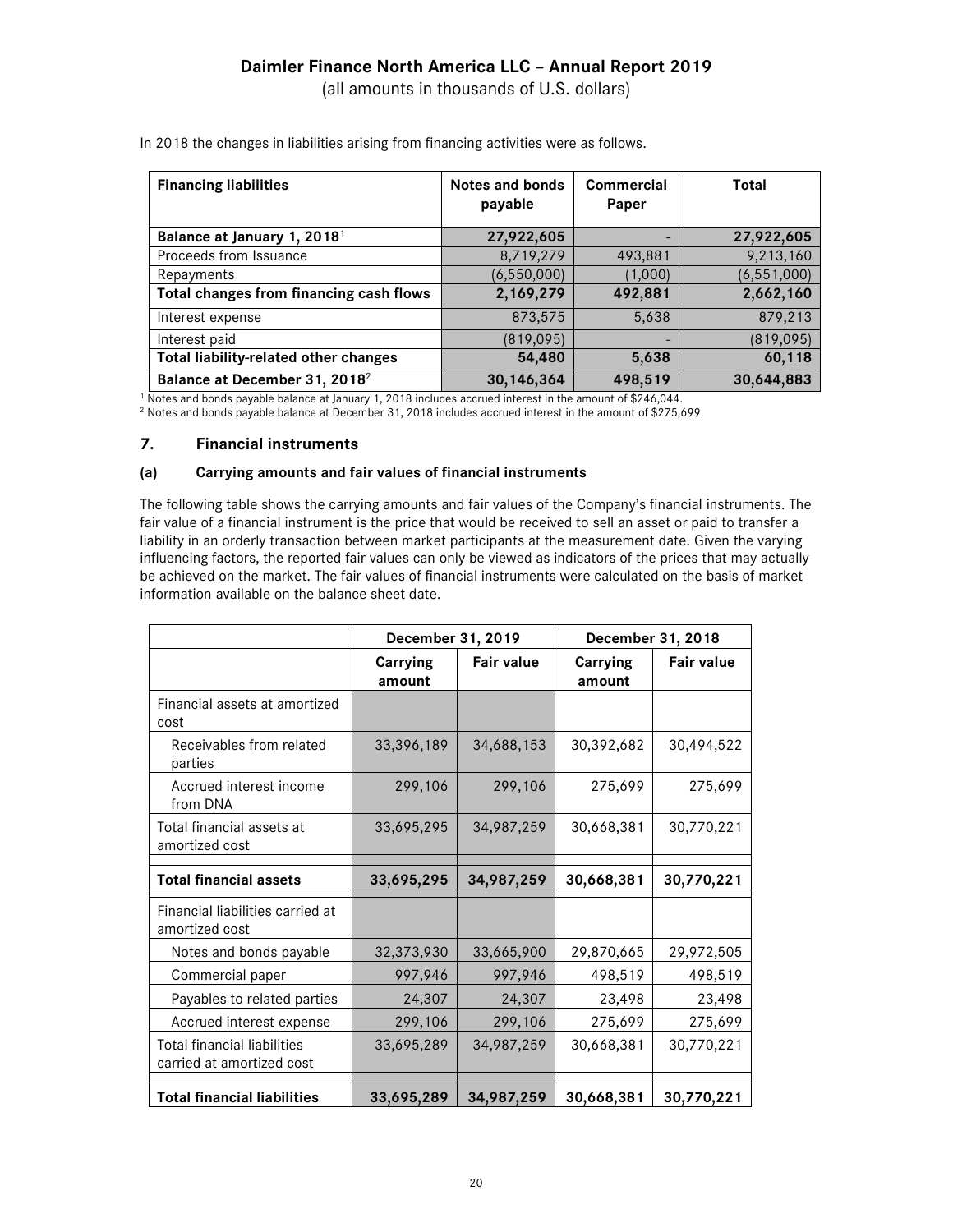In 2018 the changes in liabilities arising from financing activities were as follows.

| Financing liabilities | Notes and bonds payable | Commercial Paper | Total |
|---|---|---|---|
| **Balance at January 1, 2018**[1] | **27,922,605** | **-** | **27,922,605** |
| Proceeds from Issuance | 8,719,279 | 493,881 | 9,213,160 |
| Repayments | (6,550,000) | (1,000) | (6,551,000) |
| **Total changes from financing cash flows** | **2,169,279** | **492,881** | **2,662,160** |
| Interest expense | 873,575 | 5,638 | 879,213 |
| Interest paid | (819,095) | - | (819,095) |
| **Total liability-related other changes** | **54,480** | **5,638** | **60,118** |
| **Balance at December 31, 2018**[2] | **30,146,364** | **498,519** | **30,644,883** |

[1] Notes and bonds payable balance at January 1, 2018 includes accrued interest in the amount of $246,044.
[2] Notes and bonds payable balance at December 31, 2018 includes accrued interest in the amount of $275,699.

## 7. Financial instruments

### (a) Carrying amounts and fair values of financial instruments

The following table shows the carrying amounts and fair values of the Company's financial instruments. The fair value of a financial instrument is the price that would be received to sell an asset or paid to transfer a liability in an orderly transaction between market participants at the measurement date. Given the varying influencing factors, the reported fair values can only be viewed as indicators of the prices that may actually be achieved on the market. The fair values of financial instruments were calculated on the basis of market information available on the balance sheet date.

| | December 31, 2019 | | December 31, 2018 | |
|---|---|---|---|---|
| | Carrying amount | Fair value | Carrying amount | Fair value |
| Financial assets at amortized cost | | | | |
| Receivables from related parties | 33,396,189 | 34,688,153 | 30,392,682 | 30,494,522 |
| Accrued interest income from DNA | 299,106 | 299,106 | 275,699 | 275,699 |
| Total financial assets at amortized cost | 33,695,295 | 34,987,259 | 30,668,381 | 30,770,221 |
| **Total financial assets** | **33,695,295** | **34,987,259** | **30,668,381** | **30,770,221** |
| Financial liabilities carried at amortized cost | | | | |
| Notes and bonds payable | 32,373,930 | 33,665,900 | 29,870,665 | 29,972,505 |
| Commercial paper | 997,946 | 997,946 | 498,519 | 498,519 |
| Payables to related parties | 24,307 | 24,307 | 23,498 | 23,498 |
| Accrued interest expense | 299,106 | 299,106 | 275,699 | 275,699 |
| Total financial liabilities carried at amortized cost | 33,695,289 | 34,987,259 | 30,668,381 | 30,770,221 |
| **Total financial liabilities** | **33,695,289** | **34,987,259** | **30,668,381** | **30,770,221** |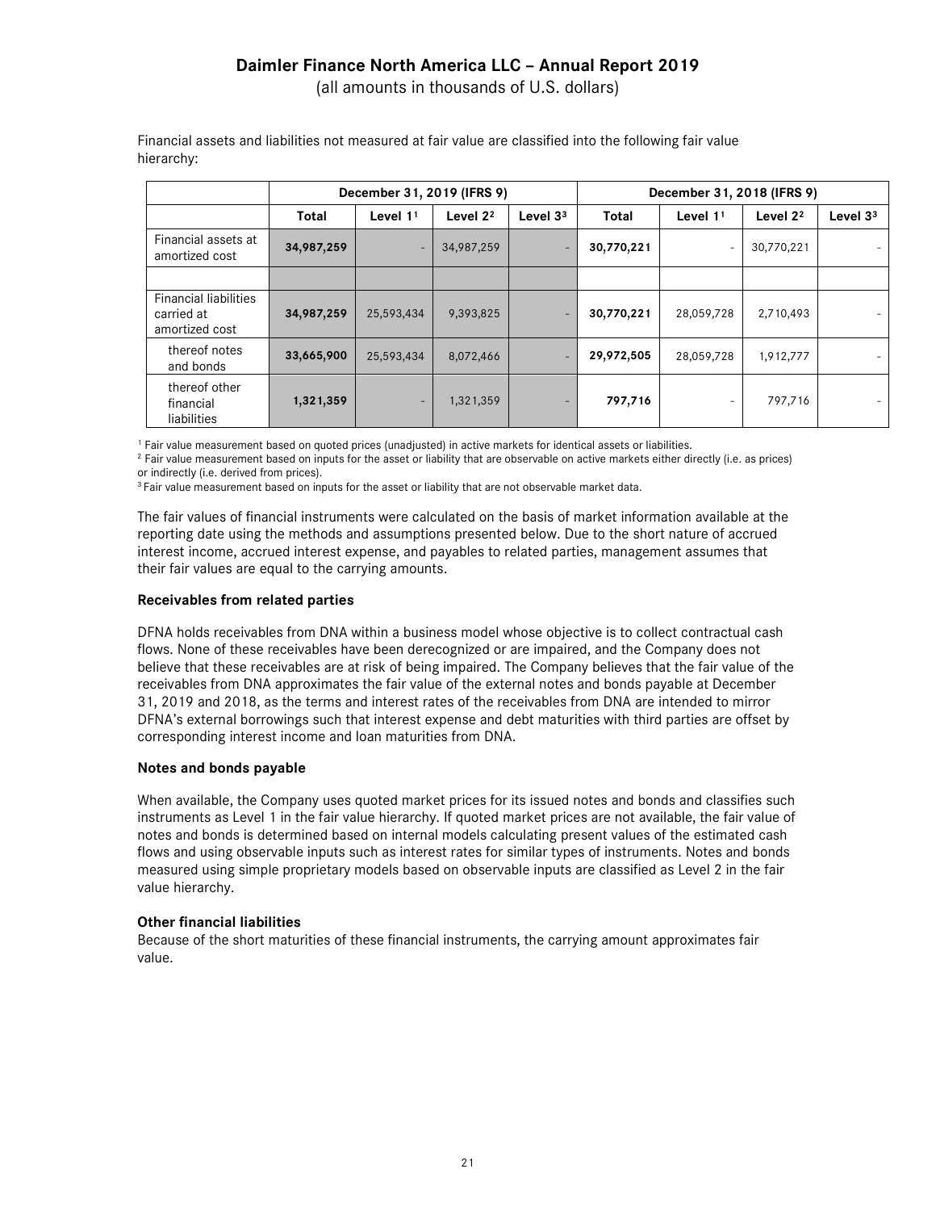Financial assets and liabilities not measured at fair value are classified into the following fair value hierarchy:

| | December 31, 2019 (IFRS 9) | | | | December 31, 2018 (IFRS 9) | | | |
|---|---|---|---|---|---|---|---|---|
| | Total | Level 1[1] | Level 2[2] | Level 3[3] | Total | Level 1[1] | Level 2[2] | Level 3[3] |
| Financial assets at amortized cost | **34,987,259** | - | 34,987,259 | - | **30,770,221** | - | 30,770,221 | - |
| | | | | | | | | |
| Financial liabilities carried at amortized cost | **34,987,259** | 25,593,434 | 9,393,825 | - | **30,770,221** | 28,059,728 | 2,710,493 | - |
| thereof notes and bonds | **33,665,900** | 25,593,434 | 8,072,466 | - | **29,972,505** | 28,059,728 | 1,912,777 | - |
| thereof other financial liabilities | **1,321,359** | - | 1,321,359 | - | **797,716** | - | 797,716 | - |

[1] Fair value measurement based on quoted prices (unadjusted) in active markets for identical assets or liabilities.
[2] Fair value measurement based on inputs for the asset or liability that are observable on active markets either directly (i.e. as prices) or indirectly (i.e. derived from prices).
[3] Fair value measurement based on inputs for the asset or liability that are not observable market data.

The fair values of financial instruments were calculated on the basis of market information available at the reporting date using the methods and assumptions presented below. Due to the short nature of accrued interest income, accrued interest expense, and payables to related parties, management assumes that their fair values are equal to the carrying amounts.

**Receivables from related parties**

DFNA holds receivables from DNA within a business model whose objective is to collect contractual cash flows. None of these receivables have been derecognized or are impaired, and the Company does not believe that these receivables are at risk of being impaired. The Company believes that the fair value of the receivables from DNA approximates the fair value of the external notes and bonds payable at December 31, 2019 and 2018, as the terms and interest rates of the receivables from DNA are intended to mirror DFNA's external borrowings such that interest expense and debt maturities with third parties are offset by corresponding interest income and loan maturities from DNA.

**Notes and bonds payable**

When available, the Company uses quoted market prices for its issued notes and bonds and classifies such instruments as Level 1 in the fair value hierarchy. If quoted market prices are not available, the fair value of notes and bonds is determined based on internal models calculating present values of the estimated cash flows and using observable inputs such as interest rates for similar types of instruments. Notes and bonds measured using simple proprietary models based on observable inputs are classified as Level 2 in the fair value hierarchy.

**Other financial liabilities**

Because of the short maturities of these financial instruments, the carrying amount approximates fair value.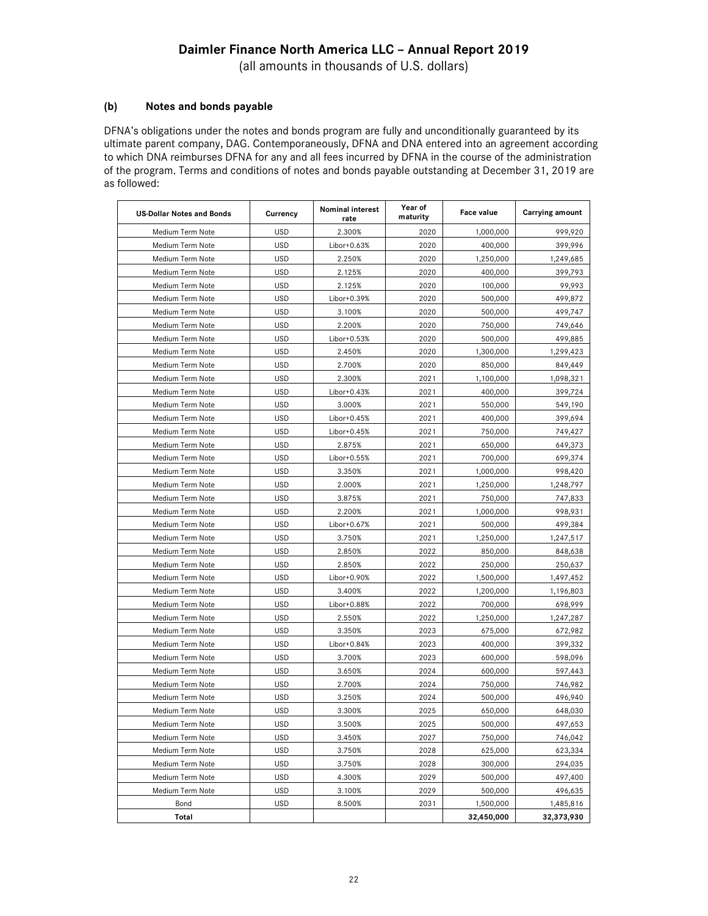### (b) Notes and bonds payable

DFNA's obligations under the notes and bonds program are fully and unconditionally guaranteed by its ultimate parent company, DAG. Contemporaneously, DFNA and DNA entered into an agreement according to which DNA reimburses DFNA for any and all fees incurred by DFNA in the course of the administration of the program. Terms and conditions of notes and bonds payable outstanding at December 31, 2019 are as followed:

| US-Dollar Notes and Bonds | Currency | Nominal interest rate | Year of maturity | Face value | Carrying amount |
|---|---|---|---|---|---|
| Medium Term Note | USD | 2.300% | 2020 | 1,000,000 | 999,920 |
| Medium Term Note | USD | Libor+0.63% | 2020 | 400,000 | 399,996 |
| Medium Term Note | USD | 2.250% | 2020 | 1,250,000 | 1,249,685 |
| Medium Term Note | USD | 2.125% | 2020 | 400,000 | 399,793 |
| Medium Term Note | USD | 2.125% | 2020 | 100,000 | 99,993 |
| Medium Term Note | USD | Libor+0.39% | 2020 | 500,000 | 499,872 |
| Medium Term Note | USD | 3.100% | 2020 | 500,000 | 499,747 |
| Medium Term Note | USD | 2.200% | 2020 | 750,000 | 749,646 |
| Medium Term Note | USD | Libor+0.53% | 2020 | 500,000 | 499,885 |
| Medium Term Note | USD | 2.450% | 2020 | 1,300,000 | 1,299,423 |
| Medium Term Note | USD | 2.700% | 2020 | 850,000 | 849,449 |
| Medium Term Note | USD | 2.300% | 2021 | 1,100,000 | 1,098,321 |
| Medium Term Note | USD | Libor+0.43% | 2021 | 400,000 | 399,724 |
| Medium Term Note | USD | 3.000% | 2021 | 550,000 | 549,190 |
| Medium Term Note | USD | Libor+0.45% | 2021 | 400,000 | 399,694 |
| Medium Term Note | USD | Libor+0.45% | 2021 | 750,000 | 749,427 |
| Medium Term Note | USD | 2.875% | 2021 | 650,000 | 649,373 |
| Medium Term Note | USD | Libor+0.55% | 2021 | 700,000 | 699,374 |
| Medium Term Note | USD | 3.350% | 2021 | 1,000,000 | 998,420 |
| Medium Term Note | USD | 2.000% | 2021 | 1,250,000 | 1,248,797 |
| Medium Term Note | USD | 3.875% | 2021 | 750,000 | 747,833 |
| Medium Term Note | USD | 2.200% | 2021 | 1,000,000 | 998,931 |
| Medium Term Note | USD | Libor+0.67% | 2021 | 500,000 | 499,384 |
| Medium Term Note | USD | 3.750% | 2021 | 1,250,000 | 1,247,517 |
| Medium Term Note | USD | 2.850% | 2022 | 850,000 | 848,638 |
| Medium Term Note | USD | 2.850% | 2022 | 250,000 | 250,637 |
| Medium Term Note | USD | Libor+0.90% | 2022 | 1,500,000 | 1,497,452 |
| Medium Term Note | USD | 3.400% | 2022 | 1,200,000 | 1,196,803 |
| Medium Term Note | USD | Libor+0.88% | 2022 | 700,000 | 698,999 |
| Medium Term Note | USD | 2.550% | 2022 | 1,250,000 | 1,247,287 |
| Medium Term Note | USD | 3.350% | 2023 | 675,000 | 672,982 |
| Medium Term Note | USD | Libor+0.84% | 2023 | 400,000 | 399,332 |
| Medium Term Note | USD | 3.700% | 2023 | 600,000 | 598,096 |
| Medium Term Note | USD | 3.650% | 2024 | 600,000 | 597,443 |
| Medium Term Note | USD | 2.700% | 2024 | 750,000 | 746,982 |
| Medium Term Note | USD | 3.250% | 2024 | 500,000 | 496,940 |
| Medium Term Note | USD | 3.300% | 2025 | 650,000 | 648,030 |
| Medium Term Note | USD | 3.500% | 2025 | 500,000 | 497,653 |
| Medium Term Note | USD | 3.450% | 2027 | 750,000 | 746,042 |
| Medium Term Note | USD | 3.750% | 2028 | 625,000 | 623,334 |
| Medium Term Note | USD | 3.750% | 2028 | 300,000 | 294,035 |
| Medium Term Note | USD | 4.300% | 2029 | 500,000 | 497,400 |
| Medium Term Note | USD | 3.100% | 2029 | 500,000 | 496,635 |
| Bond | USD | 8.500% | 2031 | 1,500,000 | 1,485,816 |
| **Total** | | | | **32,450,000** | **32,373,930** |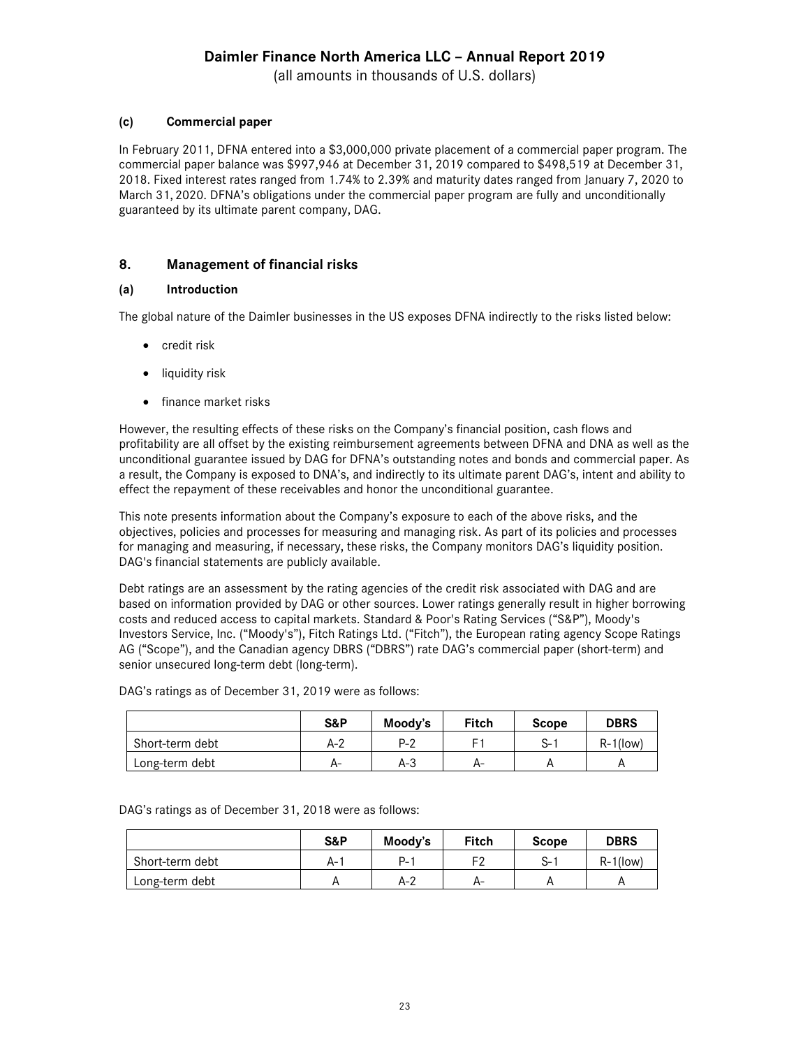### (c) Commercial paper

In February 2011, DFNA entered into a $3,000,000 private placement of a commercial paper program. The commercial paper balance was $997,946 at December 31, 2019 compared to $498,519 at December 31, 2018. Fixed interest rates ranged from 1.74% to 2.39% and maturity dates ranged from January 7, 2020 to March 31, 2020. DFNA's obligations under the commercial paper program are fully and unconditionally guaranteed by its ultimate parent company, DAG.

## 8. Management of financial risks

### (a) Introduction

The global nature of the Daimler businesses in the US exposes DFNA indirectly to the risks listed below:

- credit risk
- liquidity risk
- finance market risks

However, the resulting effects of these risks on the Company's financial position, cash flows and profitability are all offset by the existing reimbursement agreements between DFNA and DNA as well as the unconditional guarantee issued by DAG for DFNA's outstanding notes and bonds and commercial paper. As a result, the Company is exposed to DNA's, and indirectly to its ultimate parent DAG's, intent and ability to effect the repayment of these receivables and honor the unconditional guarantee.

This note presents information about the Company's exposure to each of the above risks, and the objectives, policies and processes for measuring and managing risk. As part of its policies and processes for managing and measuring, if necessary, these risks, the Company monitors DAG's liquidity position. DAG's financial statements are publicly available.

Debt ratings are an assessment by the rating agencies of the credit risk associated with DAG and are based on information provided by DAG or other sources. Lower ratings generally result in higher borrowing costs and reduced access to capital markets. Standard & Poor's Rating Services ("S&P"), Moody's Investors Service, Inc. ("Moody's"), Fitch Ratings Ltd. ("Fitch"), the European rating agency Scope Ratings AG ("Scope"), and the Canadian agency DBRS ("DBRS") rate DAG's commercial paper (short-term) and senior unsecured long-term debt (long-term).

DAG's ratings as of December 31, 2019 were as follows:

| | S&P | Moody's | Fitch | Scope | DBRS |
|---|---|---|---|---|---|
| Short-term debt | A-2 | P-2 | F1 | S-1 | R-1(low) |
| Long-term debt | A- | A-3 | A- | A | A |

DAG's ratings as of December 31, 2018 were as follows:

| | S&P | Moody's | Fitch | Scope | DBRS |
|---|---|---|---|---|---|
| Short-term debt | A-1 | P-1 | F2 | S-1 | R-1(low) |
| Long-term debt | A | A-2 | A- | A | A |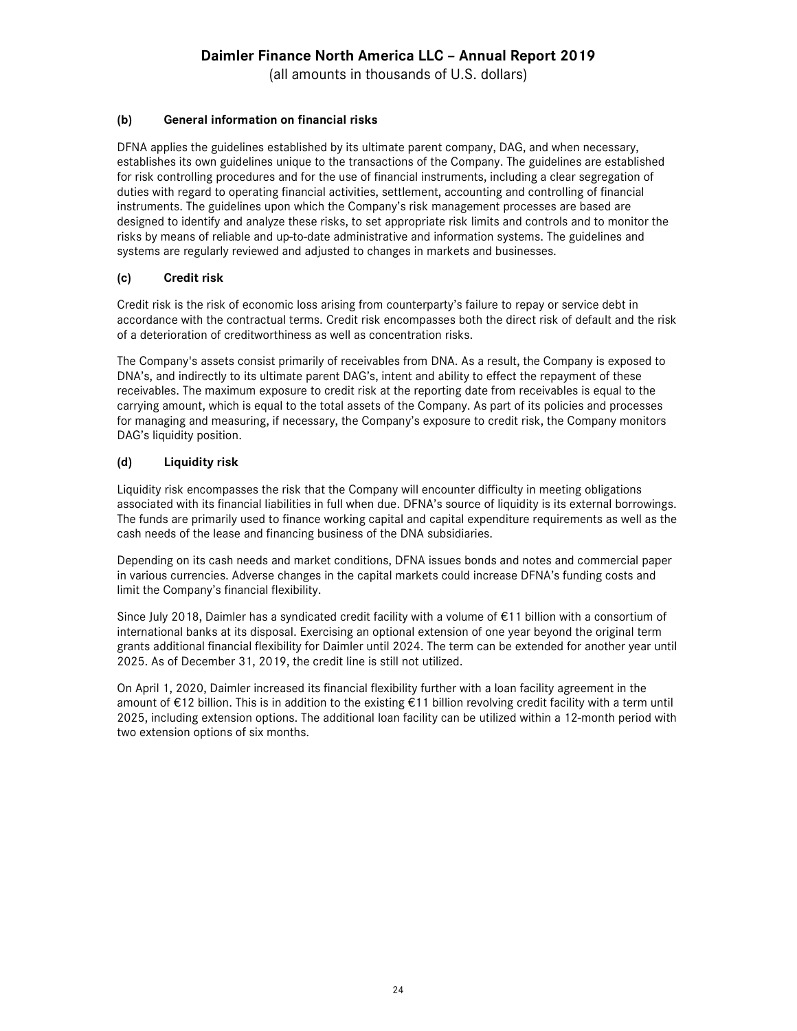### (b) General information on financial risks

DFNA applies the guidelines established by its ultimate parent company, DAG, and when necessary, establishes its own guidelines unique to the transactions of the Company. The guidelines are established for risk controlling procedures and for the use of financial instruments, including a clear segregation of duties with regard to operating financial activities, settlement, accounting and controlling of financial instruments. The guidelines upon which the Company's risk management processes are based are designed to identify and analyze these risks, to set appropriate risk limits and controls and to monitor the risks by means of reliable and up-to-date administrative and information systems. The guidelines and systems are regularly reviewed and adjusted to changes in markets and businesses.

### (c) Credit risk

Credit risk is the risk of economic loss arising from counterparty's failure to repay or service debt in accordance with the contractual terms. Credit risk encompasses both the direct risk of default and the risk of a deterioration of creditworthiness as well as concentration risks.

The Company's assets consist primarily of receivables from DNA. As a result, the Company is exposed to DNA's, and indirectly to its ultimate parent DAG's, intent and ability to effect the repayment of these receivables. The maximum exposure to credit risk at the reporting date from receivables is equal to the carrying amount, which is equal to the total assets of the Company. As part of its policies and processes for managing and measuring, if necessary, the Company's exposure to credit risk, the Company monitors DAG's liquidity position.

### (d) Liquidity risk

Liquidity risk encompasses the risk that the Company will encounter difficulty in meeting obligations associated with its financial liabilities in full when due. DFNA's source of liquidity is its external borrowings. The funds are primarily used to finance working capital and capital expenditure requirements as well as the cash needs of the lease and financing business of the DNA subsidiaries.

Depending on its cash needs and market conditions, DFNA issues bonds and notes and commercial paper in various currencies. Adverse changes in the capital markets could increase DFNA's funding costs and limit the Company's financial flexibility.

Since July 2018, Daimler has a syndicated credit facility with a volume of €11 billion with a consortium of international banks at its disposal. Exercising an optional extension of one year beyond the original term grants additional financial flexibility for Daimler until 2024. The term can be extended for another year until 2025. As of December 31, 2019, the credit line is still not utilized.

On April 1, 2020, Daimler increased its financial flexibility further with a loan facility agreement in the amount of €12 billion. This is in addition to the existing €11 billion revolving credit facility with a term until 2025, including extension options. The additional loan facility can be utilized within a 12-month period with two extension options of six months.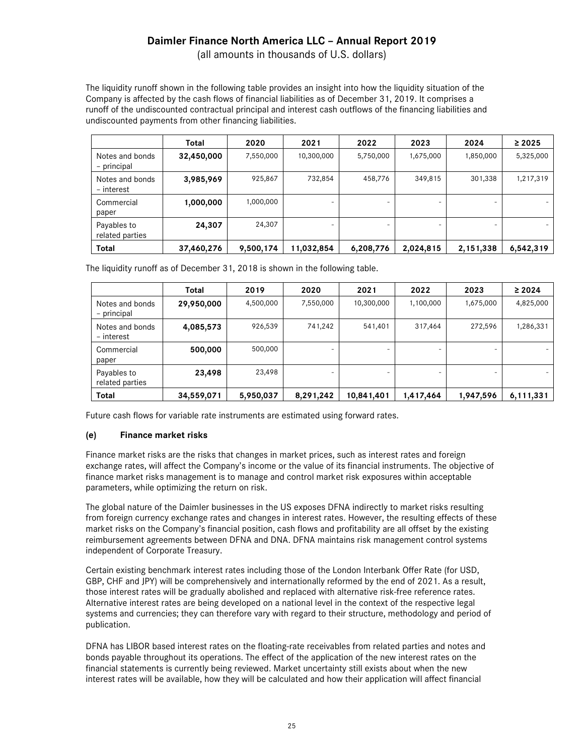The liquidity runoff shown in the following table provides an insight into how the liquidity situation of the Company is affected by the cash flows of financial liabilities as of December 31, 2019. It comprises a runoff of the undiscounted contractual principal and interest cash outflows of the financing liabilities and undiscounted payments from other financing liabilities.

| | Total | 2020 | 2021 | 2022 | 2023 | 2024 | ≥ 2025 |
|---|---|---|---|---|---|---|---|
| Notes and bonds – principal | **32,450,000** | 7,550,000 | 10,300,000 | 5,750,000 | 1,675,000 | 1,850,000 | 5,325,000 |
| Notes and bonds – interest | **3,985,969** | 925,867 | 732,854 | 458,776 | 349,815 | 301,338 | 1,217,319 |
| Commercial paper | **1,000,000** | 1,000,000 | - | - | - | - | - |
| Payables to related parties | **24,307** | 24,307 | - | - | - | - | - |
| **Total** | **37,460,276** | **9,500,174** | **11,032,854** | **6,208,776** | **2,024,815** | **2,151,338** | **6,542,319** |

The liquidity runoff as of December 31, 2018 is shown in the following table.

| | Total | 2019 | 2020 | 2021 | 2022 | 2023 | ≥ 2024 |
|---|---|---|---|---|---|---|---|
| Notes and bonds – principal | **29,950,000** | 4,500,000 | 7,550,000 | 10,300,000 | 1,100,000 | 1,675,000 | 4,825,000 |
| Notes and bonds – interest | **4,085,573** | 926,539 | 741,242 | 541,401 | 317,464 | 272,596 | 1,286,331 |
| Commercial paper | **500,000** | 500,000 | - | - | - | - | - |
| Payables to related parties | **23,498** | 23,498 | - | - | - | - | - |
| **Total** | **34,559,071** | **5,950,037** | **8,291,242** | **10,841,401** | **1,417,464** | **1,947,596** | **6,111,331** |

Future cash flows for variable rate instruments are estimated using forward rates.

### (e) Finance market risks

Finance market risks are the risks that changes in market prices, such as interest rates and foreign exchange rates, will affect the Company's income or the value of its financial instruments. The objective of finance market risks management is to manage and control market risk exposures within acceptable parameters, while optimizing the return on risk.

The global nature of the Daimler businesses in the US exposes DFNA indirectly to market risks resulting from foreign currency exchange rates and changes in interest rates. However, the resulting effects of these market risks on the Company's financial position, cash flows and profitability are all offset by the existing reimbursement agreements between DFNA and DNA. DFNA maintains risk management control systems independent of Corporate Treasury.

Certain existing benchmark interest rates including those of the London Interbank Offer Rate (for USD, GBP, CHF and JPY) will be comprehensively and internationally reformed by the end of 2021. As a result, those interest rates will be gradually abolished and replaced with alternative risk-free reference rates. Alternative interest rates are being developed on a national level in the context of the respective legal systems and currencies; they can therefore vary with regard to their structure, methodology and period of publication.

DFNA has LIBOR based interest rates on the floating-rate receivables from related parties and notes and bonds payable throughout its operations. The effect of the application of the new interest rates on the financial statements is currently being reviewed. Market uncertainty still exists about when the new interest rates will be available, how they will be calculated and how their application will affect financial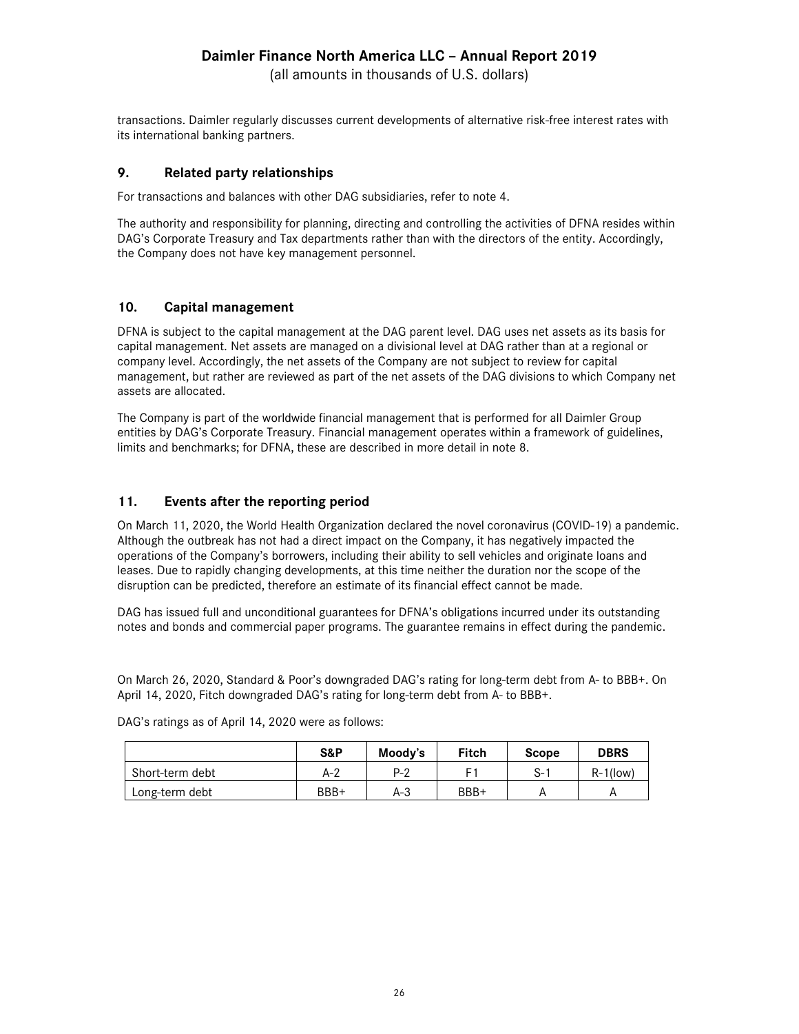transactions. Daimler regularly discusses current developments of alternative risk-free interest rates with its international banking partners.

## 9. Related party relationships

For transactions and balances with other DAG subsidiaries, refer to note 4.

The authority and responsibility for planning, directing and controlling the activities of DFNA resides within DAG's Corporate Treasury and Tax departments rather than with the directors of the entity. Accordingly, the Company does not have key management personnel.

## 10. Capital management

DFNA is subject to the capital management at the DAG parent level. DAG uses net assets as its basis for capital management. Net assets are managed on a divisional level at DAG rather than at a regional or company level. Accordingly, the net assets of the Company are not subject to review for capital management, but rather are reviewed as part of the net assets of the DAG divisions to which Company net assets are allocated.

The Company is part of the worldwide financial management that is performed for all Daimler Group entities by DAG's Corporate Treasury. Financial management operates within a framework of guidelines, limits and benchmarks; for DFNA, these are described in more detail in note 8.

## 11. Events after the reporting period

On March 11, 2020, the World Health Organization declared the novel coronavirus (COVID-19) a pandemic. Although the outbreak has not had a direct impact on the Company, it has negatively impacted the operations of the Company's borrowers, including their ability to sell vehicles and originate loans and leases. Due to rapidly changing developments, at this time neither the duration nor the scope of the disruption can be predicted, therefore an estimate of its financial effect cannot be made.

DAG has issued full and unconditional guarantees for DFNA's obligations incurred under its outstanding notes and bonds and commercial paper programs. The guarantee remains in effect during the pandemic.

On March 26, 2020, Standard & Poor's downgraded DAG's rating for long-term debt from A- to BBB+. On April 14, 2020, Fitch downgraded DAG's rating for long-term debt from A- to BBB+.

DAG's ratings as of April 14, 2020 were as follows:

| | S&P | Moody's | Fitch | Scope | DBRS |
|---|---|---|---|---|---|
| Short-term debt | A-2 | P-2 | F1 | S-1 | R-1(low) |
| Long-term debt | BBB+ | A-3 | BBB+ | A | A |